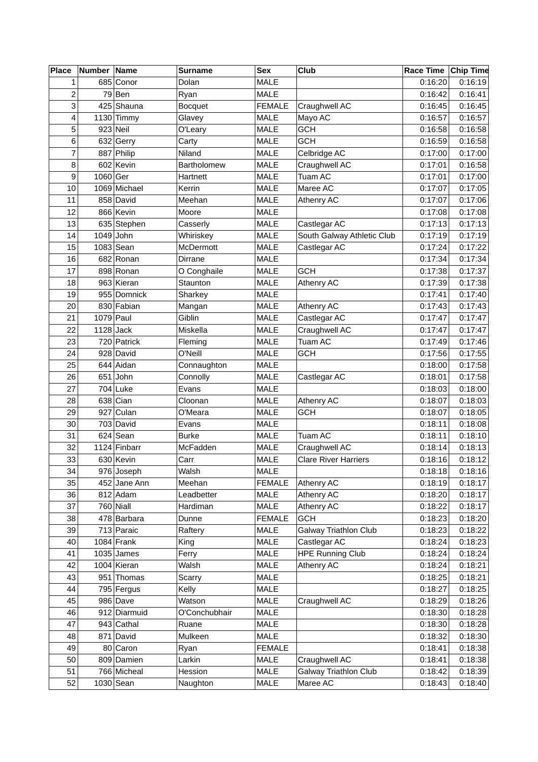| Place | Number | Name | Surname | Sex | Club | Race Time | Chip Time |
|---|---|---|---|---|---|---|---|
| 1 | 685 | Conor | Dolan | MALE | | 0:16:20 | 0:16:19 |
| 2 | 79 | Ben | Ryan | MALE | | 0:16:42 | 0:16:41 |
| 3 | 425 | Shauna | Bocquet | FEMALE | Craughwell AC | 0:16:45 | 0:16:45 |
| 4 | 1130 | Timmy | Glavey | MALE | Mayo AC | 0:16:57 | 0:16:57 |
| 5 | 923 | Neil | O'Leary | MALE | GCH | 0:16:58 | 0:16:58 |
| 6 | 632 | Gerry | Carty | MALE | GCH | 0:16:59 | 0:16:58 |
| 7 | 887 | Philip | Niland | MALE | Celbridge AC | 0:17:00 | 0:17:00 |
| 8 | 602 | Kevin | Bartholomew | MALE | Craughwell AC | 0:17:01 | 0:16:58 |
| 9 | 1060 | Ger | Hartnett | MALE | Tuam AC | 0:17:01 | 0:17:00 |
| 10 | 1069 | Michael | Kerrin | MALE | Maree AC | 0:17:07 | 0:17:05 |
| 11 | 858 | David | Meehan | MALE | Athenry AC | 0:17:07 | 0:17:06 |
| 12 | 866 | Kevin | Moore | MALE | | 0:17:08 | 0:17:08 |
| 13 | 635 | Stephen | Casserly | MALE | Castlegar AC | 0:17:13 | 0:17:13 |
| 14 | 1049 | John | Whiriskey | MALE | South Galway Athletic Club | 0:17:19 | 0:17:19 |
| 15 | 1083 | Sean | McDermott | MALE | Castlegar AC | 0:17:24 | 0:17:22 |
| 16 | 682 | Ronan | Dirrane | MALE | | 0:17:34 | 0:17:34 |
| 17 | 898 | Ronan | O Conghaile | MALE | GCH | 0:17:38 | 0:17:37 |
| 18 | 963 | Kieran | Staunton | MALE | Athenry AC | 0:17:39 | 0:17:38 |
| 19 | 955 | Domnick | Sharkey | MALE | | 0:17:41 | 0:17:40 |
| 20 | 830 | Fabian | Mangan | MALE | Athenry AC | 0:17:43 | 0:17:43 |
| 21 | 1079 | Paul | Giblin | MALE | Castlegar AC | 0:17:47 | 0:17:47 |
| 22 | 1128 | Jack | Miskella | MALE | Craughwell AC | 0:17:47 | 0:17:47 |
| 23 | 720 | Patrick | Fleming | MALE | Tuam AC | 0:17:49 | 0:17:46 |
| 24 | 928 | David | O'Neill | MALE | GCH | 0:17:56 | 0:17:55 |
| 25 | 644 | Aidan | Connaughton | MALE | | 0:18:00 | 0:17:58 |
| 26 | 651 | John | Connolly | MALE | Castlegar AC | 0:18:01 | 0:17:58 |
| 27 | 704 | Luke | Evans | MALE | | 0:18:03 | 0:18:00 |
| 28 | 638 | Cian | Cloonan | MALE | Athenry AC | 0:18:07 | 0:18:03 |
| 29 | 927 | Culan | O'Meara | MALE | GCH | 0:18:07 | 0:18:05 |
| 30 | 703 | David | Evans | MALE | | 0:18:11 | 0:18:08 |
| 31 | 624 | Sean | Burke | MALE | Tuam AC | 0:18:11 | 0:18:10 |
| 32 | 1124 | Finbarr | McFadden | MALE | Craughwell AC | 0:18:14 | 0:18:13 |
| 33 | 630 | Kevin | Carr | MALE | Clare River Harriers | 0:18:16 | 0:18:12 |
| 34 | 976 | Joseph | Walsh | MALE | | 0:18:18 | 0:18:16 |
| 35 | 452 | Jane Ann | Meehan | FEMALE | Athenry AC | 0:18:19 | 0:18:17 |
| 36 | 812 | Adam | Leadbetter | MALE | Athenry AC | 0:18:20 | 0:18:17 |
| 37 | 760 | Niall | Hardiman | MALE | Athenry AC | 0:18:22 | 0:18:17 |
| 38 | 478 | Barbara | Dunne | FEMALE | GCH | 0:18:23 | 0:18:20 |
| 39 | 713 | Paraic | Raftery | MALE | Galway Triathlon Club | 0:18:23 | 0:18:22 |
| 40 | 1084 | Frank | King | MALE | Castlegar AC | 0:18:24 | 0:18:23 |
| 41 | 1035 | James | Ferry | MALE | HPE Running Club | 0:18:24 | 0:18:24 |
| 42 | 1004 | Kieran | Walsh | MALE | Athenry AC | 0:18:24 | 0:18:21 |
| 43 | 951 | Thomas | Scarry | MALE | | 0:18:25 | 0:18:21 |
| 44 | 795 | Fergus | Kelly | MALE | | 0:18:27 | 0:18:25 |
| 45 | 986 | Dave | Watson | MALE | Craughwell AC | 0:18:29 | 0:18:26 |
| 46 | 912 | Diarmuid | O'Conchubhair | MALE | | 0:18:30 | 0:18:28 |
| 47 | 943 | Cathal | Ruane | MALE | | 0:18:30 | 0:18:28 |
| 48 | 871 | David | Mulkeen | MALE | | 0:18:32 | 0:18:30 |
| 49 | 80 | Caron | Ryan | FEMALE | | 0:18:41 | 0:18:38 |
| 50 | 809 | Damien | Larkin | MALE | Craughwell AC | 0:18:41 | 0:18:38 |
| 51 | 766 | Micheal | Hession | MALE | Galway Triathlon Club | 0:18:42 | 0:18:39 |
| 52 | 1030 | Sean | Naughton | MALE | Maree AC | 0:18:43 | 0:18:40 |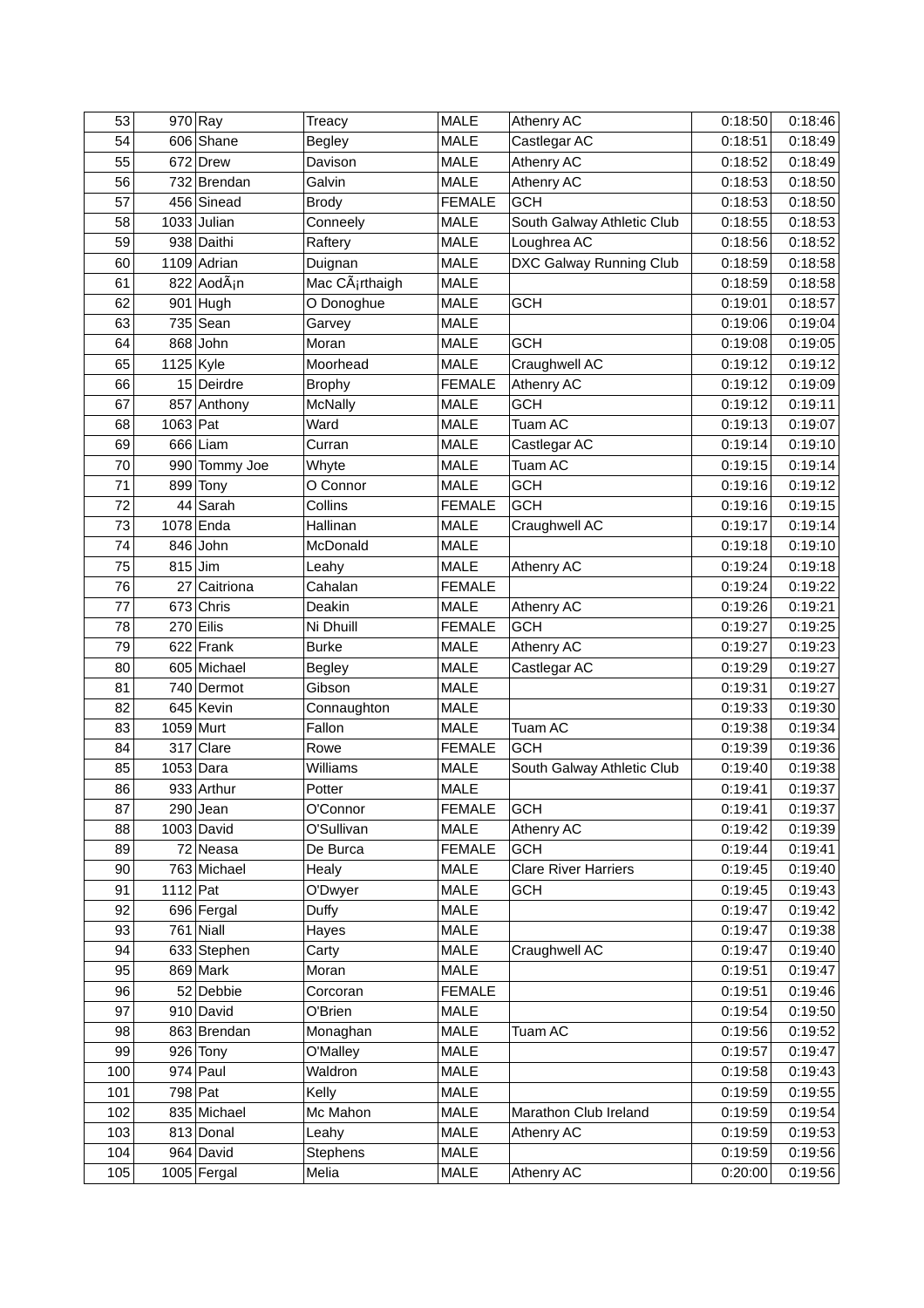| | | | | | | | |
|---|---|---|---|---|---|---|---|
| 53 | 970 | Ray | Treacy | MALE | Athenry AC | 0:18:50 | 0:18:46 |
| 54 | 606 | Shane | Begley | MALE | Castlegar AC | 0:18:51 | 0:18:49 |
| 55 | 672 | Drew | Davison | MALE | Athenry AC | 0:18:52 | 0:18:49 |
| 56 | 732 | Brendan | Galvin | MALE | Athenry AC | 0:18:53 | 0:18:50 |
| 57 | 456 | Sinead | Brody | FEMALE | GCH | 0:18:53 | 0:18:50 |
| 58 | 1033 | Julian | Conneely | MALE | South Galway Athletic Club | 0:18:55 | 0:18:53 |
| 59 | 938 | Daithi | Raftery | MALE | Loughrea AC | 0:18:56 | 0:18:52 |
| 60 | 1109 | Adrian | Duignan | MALE | DXC Galway Running Club | 0:18:59 | 0:18:58 |
| 61 | 822 | AodÃ¡n | Mac CÃ¡rthaigh | MALE | | 0:18:59 | 0:18:58 |
| 62 | 901 | Hugh | O Donoghue | MALE | GCH | 0:19:01 | 0:18:57 |
| 63 | 735 | Sean | Garvey | MALE | | 0:19:06 | 0:19:04 |
| 64 | 868 | John | Moran | MALE | GCH | 0:19:08 | 0:19:05 |
| 65 | 1125 | Kyle | Moorhead | MALE | Craughwell AC | 0:19:12 | 0:19:12 |
| 66 | 15 | Deirdre | Brophy | FEMALE | Athenry AC | 0:19:12 | 0:19:09 |
| 67 | 857 | Anthony | McNally | MALE | GCH | 0:19:12 | 0:19:11 |
| 68 | 1063 | Pat | Ward | MALE | Tuam AC | 0:19:13 | 0:19:07 |
| 69 | 666 | Liam | Curran | MALE | Castlegar AC | 0:19:14 | 0:19:10 |
| 70 | 990 | Tommy Joe | Whyte | MALE | Tuam AC | 0:19:15 | 0:19:14 |
| 71 | 899 | Tony | O Connor | MALE | GCH | 0:19:16 | 0:19:12 |
| 72 | 44 | Sarah | Collins | FEMALE | GCH | 0:19:16 | 0:19:15 |
| 73 | 1078 | Enda | Hallinan | MALE | Craughwell AC | 0:19:17 | 0:19:14 |
| 74 | 846 | John | McDonald | MALE | | 0:19:18 | 0:19:10 |
| 75 | 815 | Jim | Leahy | MALE | Athenry AC | 0:19:24 | 0:19:18 |
| 76 | 27 | Caitriona | Cahalan | FEMALE | | 0:19:24 | 0:19:22 |
| 77 | 673 | Chris | Deakin | MALE | Athenry AC | 0:19:26 | 0:19:21 |
| 78 | 270 | Eilis | Ni Dhuill | FEMALE | GCH | 0:19:27 | 0:19:25 |
| 79 | 622 | Frank | Burke | MALE | Athenry AC | 0:19:27 | 0:19:23 |
| 80 | 605 | Michael | Begley | MALE | Castlegar AC | 0:19:29 | 0:19:27 |
| 81 | 740 | Dermot | Gibson | MALE | | 0:19:31 | 0:19:27 |
| 82 | 645 | Kevin | Connaughton | MALE | | 0:19:33 | 0:19:30 |
| 83 | 1059 | Murt | Fallon | MALE | Tuam AC | 0:19:38 | 0:19:34 |
| 84 | 317 | Clare | Rowe | FEMALE | GCH | 0:19:39 | 0:19:36 |
| 85 | 1053 | Dara | Williams | MALE | South Galway Athletic Club | 0:19:40 | 0:19:38 |
| 86 | 933 | Arthur | Potter | MALE | | 0:19:41 | 0:19:37 |
| 87 | 290 | Jean | O'Connor | FEMALE | GCH | 0:19:41 | 0:19:37 |
| 88 | 1003 | David | O'Sullivan | MALE | Athenry AC | 0:19:42 | 0:19:39 |
| 89 | 72 | Neasa | De Burca | FEMALE | GCH | 0:19:44 | 0:19:41 |
| 90 | 763 | Michael | Healy | MALE | Clare River Harriers | 0:19:45 | 0:19:40 |
| 91 | 1112 | Pat | O'Dwyer | MALE | GCH | 0:19:45 | 0:19:43 |
| 92 | 696 | Fergal | Duffy | MALE | | 0:19:47 | 0:19:42 |
| 93 | 761 | Niall | Hayes | MALE | | 0:19:47 | 0:19:38 |
| 94 | 633 | Stephen | Carty | MALE | Craughwell AC | 0:19:47 | 0:19:40 |
| 95 | 869 | Mark | Moran | MALE | | 0:19:51 | 0:19:47 |
| 96 | 52 | Debbie | Corcoran | FEMALE | | 0:19:51 | 0:19:46 |
| 97 | 910 | David | O'Brien | MALE | | 0:19:54 | 0:19:50 |
| 98 | 863 | Brendan | Monaghan | MALE | Tuam AC | 0:19:56 | 0:19:52 |
| 99 | 926 | Tony | O'Malley | MALE | | 0:19:57 | 0:19:47 |
| 100 | 974 | Paul | Waldron | MALE | | 0:19:58 | 0:19:43 |
| 101 | 798 | Pat | Kelly | MALE | | 0:19:59 | 0:19:55 |
| 102 | 835 | Michael | Mc Mahon | MALE | Marathon Club Ireland | 0:19:59 | 0:19:54 |
| 103 | 813 | Donal | Leahy | MALE | Athenry AC | 0:19:59 | 0:19:53 |
| 104 | 964 | David | Stephens | MALE | | 0:19:59 | 0:19:56 |
| 105 | 1005 | Fergal | Melia | MALE | Athenry AC | 0:20:00 | 0:19:56 |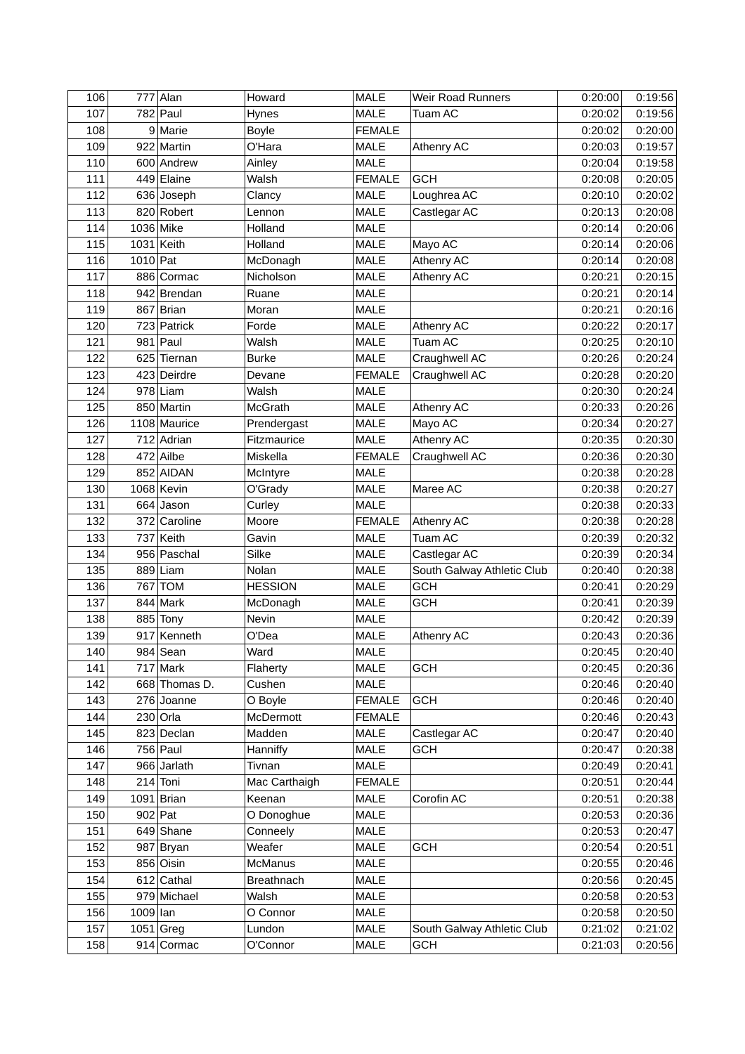| | | | | | | | |
|---|---|---|---|---|---|---|---|
| 106 | 777 | Alan | Howard | MALE | Weir Road Runners | 0:20:00 | 0:19:56 |
| 107 | 782 | Paul | Hynes | MALE | Tuam AC | 0:20:02 | 0:19:56 |
| 108 | 9 | Marie | Boyle | FEMALE | | 0:20:02 | 0:20:00 |
| 109 | 922 | Martin | O'Hara | MALE | Athenry AC | 0:20:03 | 0:19:57 |
| 110 | 600 | Andrew | Ainley | MALE | | 0:20:04 | 0:19:58 |
| 111 | 449 | Elaine | Walsh | FEMALE | GCH | 0:20:08 | 0:20:05 |
| 112 | 636 | Joseph | Clancy | MALE | Loughrea AC | 0:20:10 | 0:20:02 |
| 113 | 820 | Robert | Lennon | MALE | Castlegar AC | 0:20:13 | 0:20:08 |
| 114 | 1036 | Mike | Holland | MALE | | 0:20:14 | 0:20:06 |
| 115 | 1031 | Keith | Holland | MALE | Mayo AC | 0:20:14 | 0:20:06 |
| 116 | 1010 | Pat | McDonagh | MALE | Athenry AC | 0:20:14 | 0:20:08 |
| 117 | 886 | Cormac | Nicholson | MALE | Athenry AC | 0:20:21 | 0:20:15 |
| 118 | 942 | Brendan | Ruane | MALE | | 0:20:21 | 0:20:14 |
| 119 | 867 | Brian | Moran | MALE | | 0:20:21 | 0:20:16 |
| 120 | 723 | Patrick | Forde | MALE | Athenry AC | 0:20:22 | 0:20:17 |
| 121 | 981 | Paul | Walsh | MALE | Tuam AC | 0:20:25 | 0:20:10 |
| 122 | 625 | Tiernan | Burke | MALE | Craughwell AC | 0:20:26 | 0:20:24 |
| 123 | 423 | Deirdre | Devane | FEMALE | Craughwell AC | 0:20:28 | 0:20:20 |
| 124 | 978 | Liam | Walsh | MALE | | 0:20:30 | 0:20:24 |
| 125 | 850 | Martin | McGrath | MALE | Athenry AC | 0:20:33 | 0:20:26 |
| 126 | 1108 | Maurice | Prendergast | MALE | Mayo AC | 0:20:34 | 0:20:27 |
| 127 | 712 | Adrian | Fitzmaurice | MALE | Athenry AC | 0:20:35 | 0:20:30 |
| 128 | 472 | Ailbe | Miskella | FEMALE | Craughwell AC | 0:20:36 | 0:20:30 |
| 129 | 852 | AIDAN | McIntyre | MALE | | 0:20:38 | 0:20:28 |
| 130 | 1068 | Kevin | O'Grady | MALE | Maree AC | 0:20:38 | 0:20:27 |
| 131 | 664 | Jason | Curley | MALE | | 0:20:38 | 0:20:33 |
| 132 | 372 | Caroline | Moore | FEMALE | Athenry AC | 0:20:38 | 0:20:28 |
| 133 | 737 | Keith | Gavin | MALE | Tuam AC | 0:20:39 | 0:20:32 |
| 134 | 956 | Paschal | Silke | MALE | Castlegar AC | 0:20:39 | 0:20:34 |
| 135 | 889 | Liam | Nolan | MALE | South Galway Athletic Club | 0:20:40 | 0:20:38 |
| 136 | 767 | TOM | HESSION | MALE | GCH | 0:20:41 | 0:20:29 |
| 137 | 844 | Mark | McDonagh | MALE | GCH | 0:20:41 | 0:20:39 |
| 138 | 885 | Tony | Nevin | MALE | | 0:20:42 | 0:20:39 |
| 139 | 917 | Kenneth | O'Dea | MALE | Athenry AC | 0:20:43 | 0:20:36 |
| 140 | 984 | Sean | Ward | MALE | | 0:20:45 | 0:20:40 |
| 141 | 717 | Mark | Flaherty | MALE | GCH | 0:20:45 | 0:20:36 |
| 142 | 668 | Thomas D. | Cushen | MALE | | 0:20:46 | 0:20:40 |
| 143 | 276 | Joanne | O Boyle | FEMALE | GCH | 0:20:46 | 0:20:40 |
| 144 | 230 | Orla | McDermott | FEMALE | | 0:20:46 | 0:20:43 |
| 145 | 823 | Declan | Madden | MALE | Castlegar AC | 0:20:47 | 0:20:40 |
| 146 | 756 | Paul | Hanniffy | MALE | GCH | 0:20:47 | 0:20:38 |
| 147 | 966 | Jarlath | Tivnan | MALE | | 0:20:49 | 0:20:41 |
| 148 | 214 | Toni | Mac Carthaigh | FEMALE | | 0:20:51 | 0:20:44 |
| 149 | 1091 | Brian | Keenan | MALE | Corofin AC | 0:20:51 | 0:20:38 |
| 150 | 902 | Pat | O Donoghue | MALE | | 0:20:53 | 0:20:36 |
| 151 | 649 | Shane | Conneely | MALE | | 0:20:53 | 0:20:47 |
| 152 | 987 | Bryan | Weafer | MALE | GCH | 0:20:54 | 0:20:51 |
| 153 | 856 | Oisin | McManus | MALE | | 0:20:55 | 0:20:46 |
| 154 | 612 | Cathal | Breathnach | MALE | | 0:20:56 | 0:20:45 |
| 155 | 979 | Michael | Walsh | MALE | | 0:20:58 | 0:20:53 |
| 156 | 1009 | Ian | O Connor | MALE | | 0:20:58 | 0:20:50 |
| 157 | 1051 | Greg | Lundon | MALE | South Galway Athletic Club | 0:21:02 | 0:21:02 |
| 158 | 914 | Cormac | O'Connor | MALE | GCH | 0:21:03 | 0:20:56 |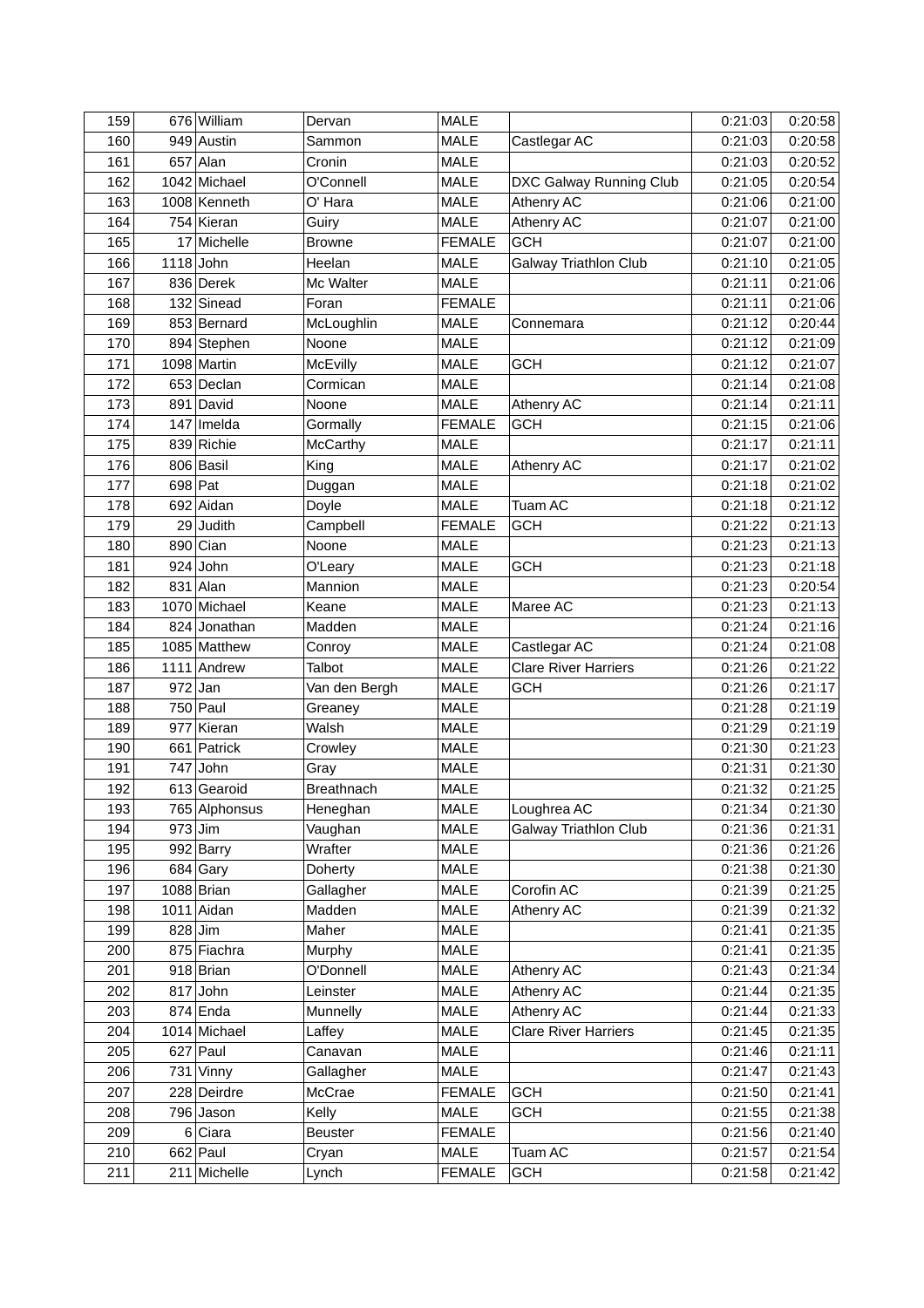| | | | | | | | |
|---|---|---|---|---|---|---|---|
| 159 | 676 | William | Dervan | MALE | | 0:21:03 | 0:20:58 |
| 160 | 949 | Austin | Sammon | MALE | Castlegar AC | 0:21:03 | 0:20:58 |
| 161 | 657 | Alan | Cronin | MALE | | 0:21:03 | 0:20:52 |
| 162 | 1042 | Michael | O'Connell | MALE | DXC Galway Running Club | 0:21:05 | 0:20:54 |
| 163 | 1008 | Kenneth | O' Hara | MALE | Athenry AC | 0:21:06 | 0:21:00 |
| 164 | 754 | Kieran | Guiry | MALE | Athenry AC | 0:21:07 | 0:21:00 |
| 165 | 17 | Michelle | Browne | FEMALE | GCH | 0:21:07 | 0:21:00 |
| 166 | 1118 | John | Heelan | MALE | Galway Triathlon Club | 0:21:10 | 0:21:05 |
| 167 | 836 | Derek | Mc Walter | MALE | | 0:21:11 | 0:21:06 |
| 168 | 132 | Sinead | Foran | FEMALE | | 0:21:11 | 0:21:06 |
| 169 | 853 | Bernard | McLoughlin | MALE | Connemara | 0:21:12 | 0:20:44 |
| 170 | 894 | Stephen | Noone | MALE | | 0:21:12 | 0:21:09 |
| 171 | 1098 | Martin | McEvilly | MALE | GCH | 0:21:12 | 0:21:07 |
| 172 | 653 | Declan | Cormican | MALE | | 0:21:14 | 0:21:08 |
| 173 | 891 | David | Noone | MALE | Athenry AC | 0:21:14 | 0:21:11 |
| 174 | 147 | Imelda | Gormally | FEMALE | GCH | 0:21:15 | 0:21:06 |
| 175 | 839 | Richie | McCarthy | MALE | | 0:21:17 | 0:21:11 |
| 176 | 806 | Basil | King | MALE | Athenry AC | 0:21:17 | 0:21:02 |
| 177 | 698 | Pat | Duggan | MALE | | 0:21:18 | 0:21:02 |
| 178 | 692 | Aidan | Doyle | MALE | Tuam AC | 0:21:18 | 0:21:12 |
| 179 | 29 | Judith | Campbell | FEMALE | GCH | 0:21:22 | 0:21:13 |
| 180 | 890 | Cian | Noone | MALE | | 0:21:23 | 0:21:13 |
| 181 | 924 | John | O'Leary | MALE | GCH | 0:21:23 | 0:21:18 |
| 182 | 831 | Alan | Mannion | MALE | | 0:21:23 | 0:20:54 |
| 183 | 1070 | Michael | Keane | MALE | Maree AC | 0:21:23 | 0:21:13 |
| 184 | 824 | Jonathan | Madden | MALE | | 0:21:24 | 0:21:16 |
| 185 | 1085 | Matthew | Conroy | MALE | Castlegar AC | 0:21:24 | 0:21:08 |
| 186 | 1111 | Andrew | Talbot | MALE | Clare River Harriers | 0:21:26 | 0:21:22 |
| 187 | 972 | Jan | Van den Bergh | MALE | GCH | 0:21:26 | 0:21:17 |
| 188 | 750 | Paul | Greaney | MALE | | 0:21:28 | 0:21:19 |
| 189 | 977 | Kieran | Walsh | MALE | | 0:21:29 | 0:21:19 |
| 190 | 661 | Patrick | Crowley | MALE | | 0:21:30 | 0:21:23 |
| 191 | 747 | John | Gray | MALE | | 0:21:31 | 0:21:30 |
| 192 | 613 | Gearoid | Breathnach | MALE | | 0:21:32 | 0:21:25 |
| 193 | 765 | Alphonsus | Heneghan | MALE | Loughrea AC | 0:21:34 | 0:21:30 |
| 194 | 973 | Jim | Vaughan | MALE | Galway Triathlon Club | 0:21:36 | 0:21:31 |
| 195 | 992 | Barry | Wrafter | MALE | | 0:21:36 | 0:21:26 |
| 196 | 684 | Gary | Doherty | MALE | | 0:21:38 | 0:21:30 |
| 197 | 1088 | Brian | Gallagher | MALE | Corofin AC | 0:21:39 | 0:21:25 |
| 198 | 1011 | Aidan | Madden | MALE | Athenry AC | 0:21:39 | 0:21:32 |
| 199 | 828 | Jim | Maher | MALE | | 0:21:41 | 0:21:35 |
| 200 | 875 | Fiachra | Murphy | MALE | | 0:21:41 | 0:21:35 |
| 201 | 918 | Brian | O'Donnell | MALE | Athenry AC | 0:21:43 | 0:21:34 |
| 202 | 817 | John | Leinster | MALE | Athenry AC | 0:21:44 | 0:21:35 |
| 203 | 874 | Enda | Munnelly | MALE | Athenry AC | 0:21:44 | 0:21:33 |
| 204 | 1014 | Michael | Laffey | MALE | Clare River Harriers | 0:21:45 | 0:21:35 |
| 205 | 627 | Paul | Canavan | MALE | | 0:21:46 | 0:21:11 |
| 206 | 731 | Vinny | Gallagher | MALE | | 0:21:47 | 0:21:43 |
| 207 | 228 | Deirdre | McCrae | FEMALE | GCH | 0:21:50 | 0:21:41 |
| 208 | 796 | Jason | Kelly | MALE | GCH | 0:21:55 | 0:21:38 |
| 209 | 6 | Ciara | Beuster | FEMALE | | 0:21:56 | 0:21:40 |
| 210 | 662 | Paul | Cryan | MALE | Tuam AC | 0:21:57 | 0:21:54 |
| 211 | 211 | Michelle | Lynch | FEMALE | GCH | 0:21:58 | 0:21:42 |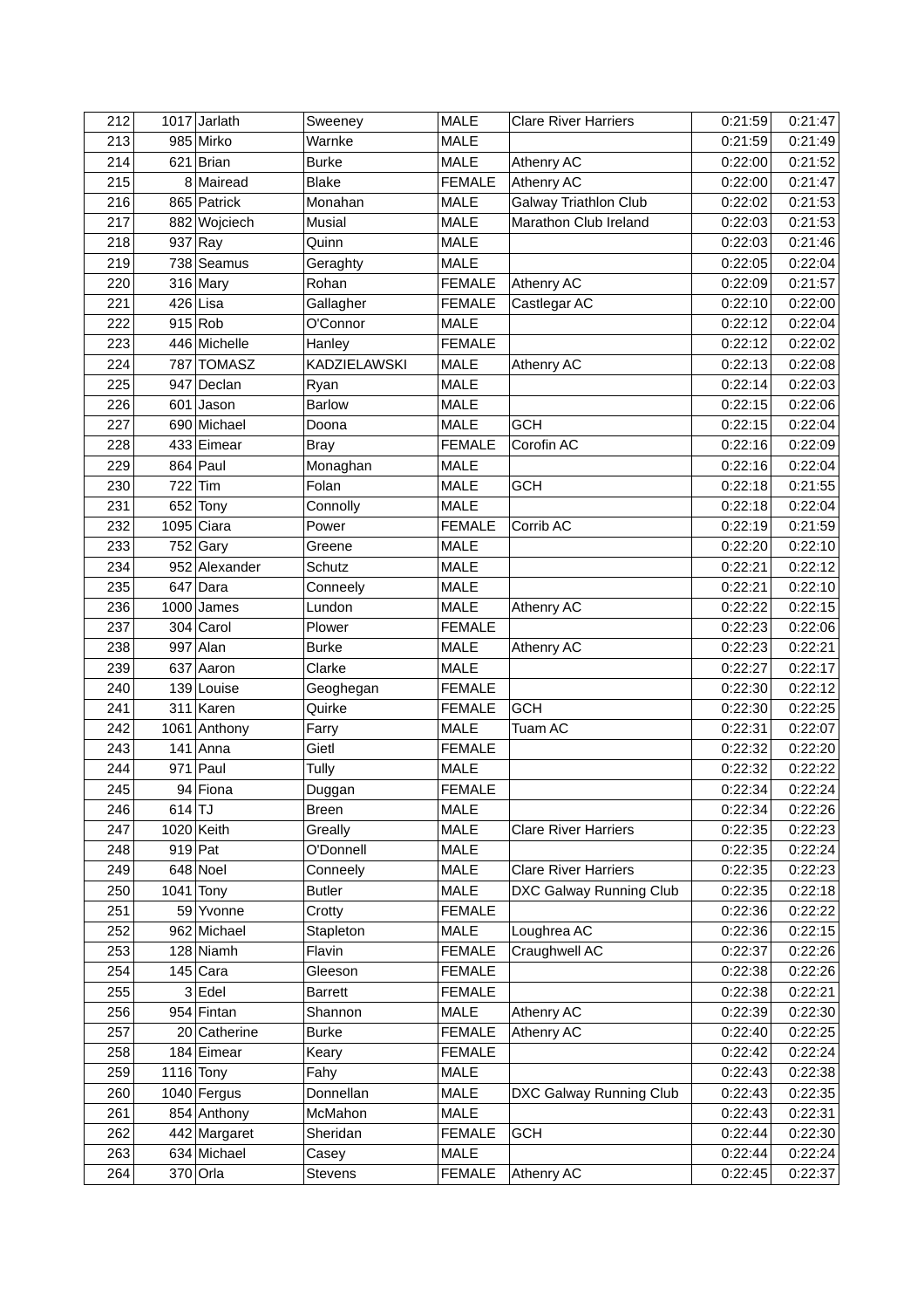| 212 | 1017 | Jarlath | Sweeney | MALE | Clare River Harriers | 0:21:59 | 0:21:47 |
|---|---|---|---|---|---|---|---|
| 213 | 985 | Mirko | Warnke | MALE | | 0:21:59 | 0:21:49 |
| 214 | 621 | Brian | Burke | MALE | Athenry AC | 0:22:00 | 0:21:52 |
| 215 | 8 | Mairead | Blake | FEMALE | Athenry AC | 0:22:00 | 0:21:47 |
| 216 | 865 | Patrick | Monahan | MALE | Galway Triathlon Club | 0:22:02 | 0:21:53 |
| 217 | 882 | Wojciech | Musial | MALE | Marathon Club Ireland | 0:22:03 | 0:21:53 |
| 218 | 937 | Ray | Quinn | MALE | | 0:22:03 | 0:21:46 |
| 219 | 738 | Seamus | Geraghty | MALE | | 0:22:05 | 0:22:04 |
| 220 | 316 | Mary | Rohan | FEMALE | Athenry AC | 0:22:09 | 0:21:57 |
| 221 | 426 | Lisa | Gallagher | FEMALE | Castlegar AC | 0:22:10 | 0:22:00 |
| 222 | 915 | Rob | O'Connor | MALE | | 0:22:12 | 0:22:04 |
| 223 | 446 | Michelle | Hanley | FEMALE | | 0:22:12 | 0:22:02 |
| 224 | 787 | TOMASZ | KADZIELAWSKI | MALE | Athenry AC | 0:22:13 | 0:22:08 |
| 225 | 947 | Declan | Ryan | MALE | | 0:22:14 | 0:22:03 |
| 226 | 601 | Jason | Barlow | MALE | | 0:22:15 | 0:22:06 |
| 227 | 690 | Michael | Doona | MALE | GCH | 0:22:15 | 0:22:04 |
| 228 | 433 | Eimear | Bray | FEMALE | Corofin AC | 0:22:16 | 0:22:09 |
| 229 | 864 | Paul | Monaghan | MALE | | 0:22:16 | 0:22:04 |
| 230 | 722 | Tim | Folan | MALE | GCH | 0:22:18 | 0:21:55 |
| 231 | 652 | Tony | Connolly | MALE | | 0:22:18 | 0:22:04 |
| 232 | 1095 | Ciara | Power | FEMALE | Corrib AC | 0:22:19 | 0:21:59 |
| 233 | 752 | Gary | Greene | MALE | | 0:22:20 | 0:22:10 |
| 234 | 952 | Alexander | Schutz | MALE | | 0:22:21 | 0:22:12 |
| 235 | 647 | Dara | Conneely | MALE | | 0:22:21 | 0:22:10 |
| 236 | 1000 | James | Lundon | MALE | Athenry AC | 0:22:22 | 0:22:15 |
| 237 | 304 | Carol | Plower | FEMALE | | 0:22:23 | 0:22:06 |
| 238 | 997 | Alan | Burke | MALE | Athenry AC | 0:22:23 | 0:22:21 |
| 239 | 637 | Aaron | Clarke | MALE | | 0:22:27 | 0:22:17 |
| 240 | 139 | Louise | Geoghegan | FEMALE | | 0:22:30 | 0:22:12 |
| 241 | 311 | Karen | Quirke | FEMALE | GCH | 0:22:30 | 0:22:25 |
| 242 | 1061 | Anthony | Farry | MALE | Tuam AC | 0:22:31 | 0:22:07 |
| 243 | 141 | Anna | Gietl | FEMALE | | 0:22:32 | 0:22:20 |
| 244 | 971 | Paul | Tully | MALE | | 0:22:32 | 0:22:22 |
| 245 | 94 | Fiona | Duggan | FEMALE | | 0:22:34 | 0:22:24 |
| 246 | 614 | TJ | Breen | MALE | | 0:22:34 | 0:22:26 |
| 247 | 1020 | Keith | Greally | MALE | Clare River Harriers | 0:22:35 | 0:22:23 |
| 248 | 919 | Pat | O'Donnell | MALE | | 0:22:35 | 0:22:24 |
| 249 | 648 | Noel | Conneely | MALE | Clare River Harriers | 0:22:35 | 0:22:23 |
| 250 | 1041 | Tony | Butler | MALE | DXC Galway Running Club | 0:22:35 | 0:22:18 |
| 251 | 59 | Yvonne | Crotty | FEMALE | | 0:22:36 | 0:22:22 |
| 252 | 962 | Michael | Stapleton | MALE | Loughrea AC | 0:22:36 | 0:22:15 |
| 253 | 128 | Niamh | Flavin | FEMALE | Craughwell AC | 0:22:37 | 0:22:26 |
| 254 | 145 | Cara | Gleeson | FEMALE | | 0:22:38 | 0:22:26 |
| 255 | 3 | Edel | Barrett | FEMALE | | 0:22:38 | 0:22:21 |
| 256 | 954 | Fintan | Shannon | MALE | Athenry AC | 0:22:39 | 0:22:30 |
| 257 | 20 | Catherine | Burke | FEMALE | Athenry AC | 0:22:40 | 0:22:25 |
| 258 | 184 | Eimear | Keary | FEMALE | | 0:22:42 | 0:22:24 |
| 259 | 1116 | Tony | Fahy | MALE | | 0:22:43 | 0:22:38 |
| 260 | 1040 | Fergus | Donnellan | MALE | DXC Galway Running Club | 0:22:43 | 0:22:35 |
| 261 | 854 | Anthony | McMahon | MALE | | 0:22:43 | 0:22:31 |
| 262 | 442 | Margaret | Sheridan | FEMALE | GCH | 0:22:44 | 0:22:30 |
| 263 | 634 | Michael | Casey | MALE | | 0:22:44 | 0:22:24 |
| 264 | 370 | Orla | Stevens | FEMALE | Athenry AC | 0:22:45 | 0:22:37 |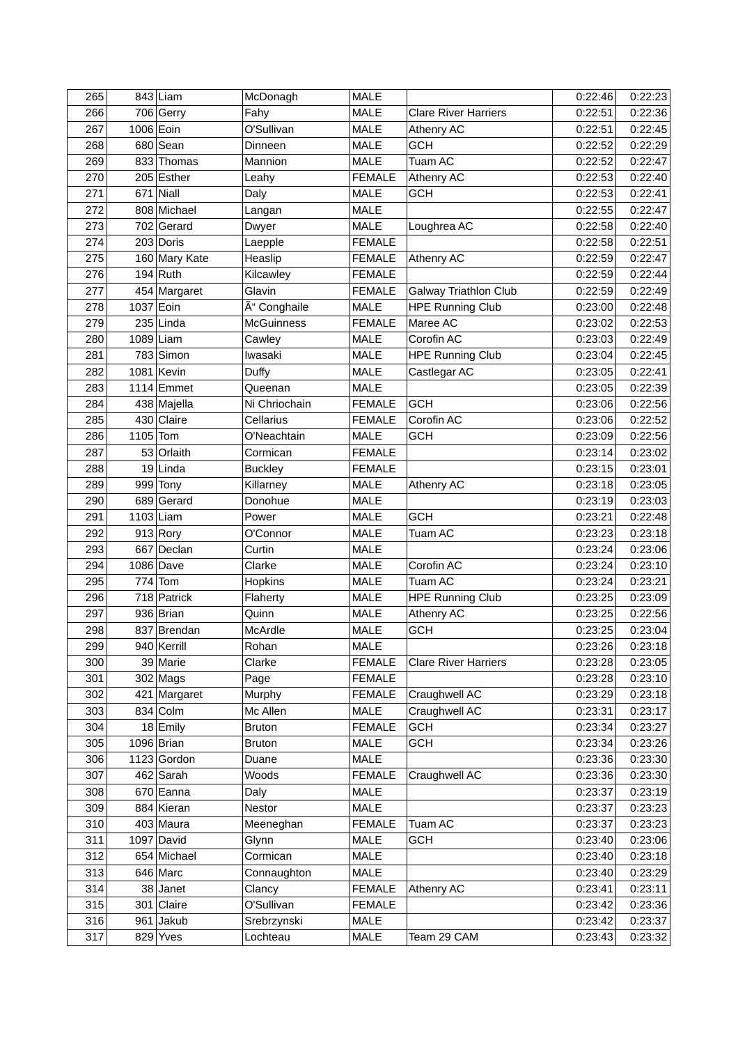| | | | | | | | |
|---|---|---|---|---|---|---|---|
| 265 | 843 | Liam | McDonagh | MALE | | 0:22:46 | 0:22:23 |
| 266 | 706 | Gerry | Fahy | MALE | Clare River Harriers | 0:22:51 | 0:22:36 |
| 267 | 1006 | Eoin | O'Sullivan | MALE | Athenry AC | 0:22:51 | 0:22:45 |
| 268 | 680 | Sean | Dinneen | MALE | GCH | 0:22:52 | 0:22:29 |
| 269 | 833 | Thomas | Mannion | MALE | Tuam AC | 0:22:52 | 0:22:47 |
| 270 | 205 | Esther | Leahy | FEMALE | Athenry AC | 0:22:53 | 0:22:40 |
| 271 | 671 | Niall | Daly | MALE | GCH | 0:22:53 | 0:22:41 |
| 272 | 808 | Michael | Langan | MALE | | 0:22:55 | 0:22:47 |
| 273 | 702 | Gerard | Dwyer | MALE | Loughrea AC | 0:22:58 | 0:22:40 |
| 274 | 203 | Doris | Laepple | FEMALE | | 0:22:58 | 0:22:51 |
| 275 | 160 | Mary Kate | Heaslip | FEMALE | Athenry AC | 0:22:59 | 0:22:47 |
| 276 | 194 | Ruth | Kilcawley | FEMALE | | 0:22:59 | 0:22:44 |
| 277 | 454 | Margaret | Glavin | FEMALE | Galway Triathlon Club | 0:22:59 | 0:22:49 |
| 278 | 1037 | Eoin | Ã“ Conghaile | MALE | HPE Running Club | 0:23:00 | 0:22:48 |
| 279 | 235 | Linda | McGuinness | FEMALE | Maree AC | 0:23:02 | 0:22:53 |
| 280 | 1089 | Liam | Cawley | MALE | Corofin AC | 0:23:03 | 0:22:49 |
| 281 | 783 | Simon | Iwasaki | MALE | HPE Running Club | 0:23:04 | 0:22:45 |
| 282 | 1081 | Kevin | Duffy | MALE | Castlegar AC | 0:23:05 | 0:22:41 |
| 283 | 1114 | Emmet | Queenan | MALE | | 0:23:05 | 0:22:39 |
| 284 | 438 | Majella | Ni Chriochain | FEMALE | GCH | 0:23:06 | 0:22:56 |
| 285 | 430 | Claire | Cellarius | FEMALE | Corofin AC | 0:23:06 | 0:22:52 |
| 286 | 1105 | Tom | O'Neachtain | MALE | GCH | 0:23:09 | 0:22:56 |
| 287 | 53 | Orlaith | Cormican | FEMALE | | 0:23:14 | 0:23:02 |
| 288 | 19 | Linda | Buckley | FEMALE | | 0:23:15 | 0:23:01 |
| 289 | 999 | Tony | Killarney | MALE | Athenry AC | 0:23:18 | 0:23:05 |
| 290 | 689 | Gerard | Donohue | MALE | | 0:23:19 | 0:23:03 |
| 291 | 1103 | Liam | Power | MALE | GCH | 0:23:21 | 0:22:48 |
| 292 | 913 | Rory | O'Connor | MALE | Tuam AC | 0:23:23 | 0:23:18 |
| 293 | 667 | Declan | Curtin | MALE | | 0:23:24 | 0:23:06 |
| 294 | 1086 | Dave | Clarke | MALE | Corofin AC | 0:23:24 | 0:23:10 |
| 295 | 774 | Tom | Hopkins | MALE | Tuam AC | 0:23:24 | 0:23:21 |
| 296 | 718 | Patrick | Flaherty | MALE | HPE Running Club | 0:23:25 | 0:23:09 |
| 297 | 936 | Brian | Quinn | MALE | Athenry AC | 0:23:25 | 0:22:56 |
| 298 | 837 | Brendan | McArdle | MALE | GCH | 0:23:25 | 0:23:04 |
| 299 | 940 | Kerrill | Rohan | MALE | | 0:23:26 | 0:23:18 |
| 300 | 39 | Marie | Clarke | FEMALE | Clare River Harriers | 0:23:28 | 0:23:05 |
| 301 | 302 | Mags | Page | FEMALE | | 0:23:28 | 0:23:10 |
| 302 | 421 | Margaret | Murphy | FEMALE | Craughwell AC | 0:23:29 | 0:23:18 |
| 303 | 834 | Colm | Mc Allen | MALE | Craughwell AC | 0:23:31 | 0:23:17 |
| 304 | 18 | Emily | Bruton | FEMALE | GCH | 0:23:34 | 0:23:27 |
| 305 | 1096 | Brian | Bruton | MALE | GCH | 0:23:34 | 0:23:26 |
| 306 | 1123 | Gordon | Duane | MALE | | 0:23:36 | 0:23:30 |
| 307 | 462 | Sarah | Woods | FEMALE | Craughwell AC | 0:23:36 | 0:23:30 |
| 308 | 670 | Eanna | Daly | MALE | | 0:23:37 | 0:23:19 |
| 309 | 884 | Kieran | Nestor | MALE | | 0:23:37 | 0:23:23 |
| 310 | 403 | Maura | Meeneghan | FEMALE | Tuam AC | 0:23:37 | 0:23:23 |
| 311 | 1097 | David | Glynn | MALE | GCH | 0:23:40 | 0:23:06 |
| 312 | 654 | Michael | Cormican | MALE | | 0:23:40 | 0:23:18 |
| 313 | 646 | Marc | Connaughton | MALE | | 0:23:40 | 0:23:29 |
| 314 | 38 | Janet | Clancy | FEMALE | Athenry AC | 0:23:41 | 0:23:11 |
| 315 | 301 | Claire | O'Sullivan | FEMALE | | 0:23:42 | 0:23:36 |
| 316 | 961 | Jakub | Srebrzynski | MALE | | 0:23:42 | 0:23:37 |
| 317 | 829 | Yves | Lochteau | MALE | Team 29 CAM | 0:23:43 | 0:23:32 |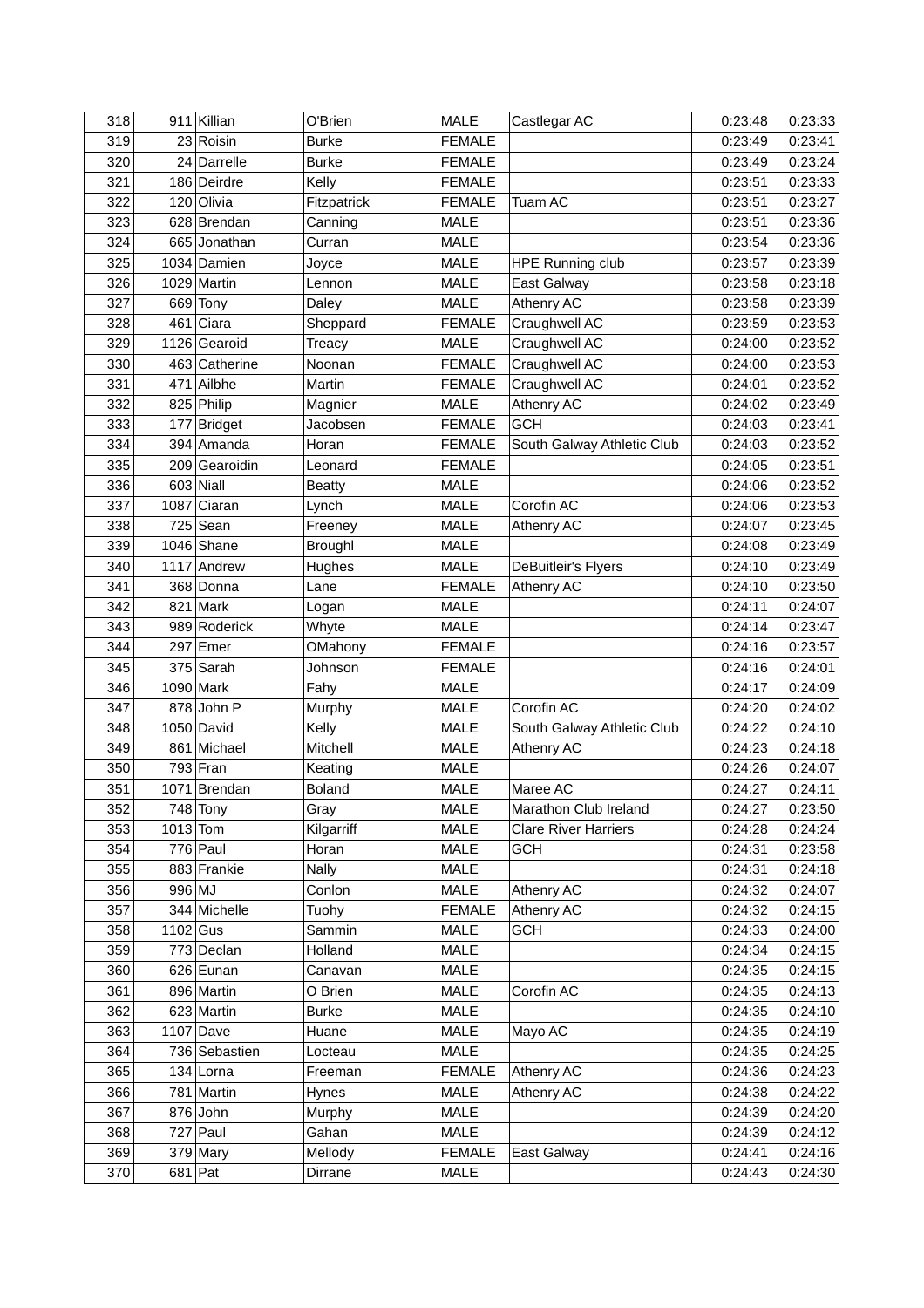| | | | | | | | |
|---|---|---|---|---|---|---|---|
| 318 | 911 | Killian | O'Brien | MALE | Castlegar AC | 0:23:48 | 0:23:33 |
| 319 | 23 | Roisin | Burke | FEMALE | | 0:23:49 | 0:23:41 |
| 320 | 24 | Darrelle | Burke | FEMALE | | 0:23:49 | 0:23:24 |
| 321 | 186 | Deirdre | Kelly | FEMALE | | 0:23:51 | 0:23:33 |
| 322 | 120 | Olivia | Fitzpatrick | FEMALE | Tuam AC | 0:23:51 | 0:23:27 |
| 323 | 628 | Brendan | Canning | MALE | | 0:23:51 | 0:23:36 |
| 324 | 665 | Jonathan | Curran | MALE | | 0:23:54 | 0:23:36 |
| 325 | 1034 | Damien | Joyce | MALE | HPE Running club | 0:23:57 | 0:23:39 |
| 326 | 1029 | Martin | Lennon | MALE | East Galway | 0:23:58 | 0:23:18 |
| 327 | 669 | Tony | Daley | MALE | Athenry AC | 0:23:58 | 0:23:39 |
| 328 | 461 | Ciara | Sheppard | FEMALE | Craughwell AC | 0:23:59 | 0:23:53 |
| 329 | 1126 | Gearoid | Treacy | MALE | Craughwell AC | 0:24:00 | 0:23:52 |
| 330 | 463 | Catherine | Noonan | FEMALE | Craughwell AC | 0:24:00 | 0:23:53 |
| 331 | 471 | Ailbhe | Martin | FEMALE | Craughwell AC | 0:24:01 | 0:23:52 |
| 332 | 825 | Philip | Magnier | MALE | Athenry AC | 0:24:02 | 0:23:49 |
| 333 | 177 | Bridget | Jacobsen | FEMALE | GCH | 0:24:03 | 0:23:41 |
| 334 | 394 | Amanda | Horan | FEMALE | South Galway Athletic Club | 0:24:03 | 0:23:52 |
| 335 | 209 | Gearoidin | Leonard | FEMALE | | 0:24:05 | 0:23:51 |
| 336 | 603 | Niall | Beatty | MALE | | 0:24:06 | 0:23:52 |
| 337 | 1087 | Ciaran | Lynch | MALE | Corofin AC | 0:24:06 | 0:23:53 |
| 338 | 725 | Sean | Freeney | MALE | Athenry AC | 0:24:07 | 0:23:45 |
| 339 | 1046 | Shane | Broughl | MALE | | 0:24:08 | 0:23:49 |
| 340 | 1117 | Andrew | Hughes | MALE | DeBuitleir's Flyers | 0:24:10 | 0:23:49 |
| 341 | 368 | Donna | Lane | FEMALE | Athenry AC | 0:24:10 | 0:23:50 |
| 342 | 821 | Mark | Logan | MALE | | 0:24:11 | 0:24:07 |
| 343 | 989 | Roderick | Whyte | MALE | | 0:24:14 | 0:23:47 |
| 344 | 297 | Emer | OMahony | FEMALE | | 0:24:16 | 0:23:57 |
| 345 | 375 | Sarah | Johnson | FEMALE | | 0:24:16 | 0:24:01 |
| 346 | 1090 | Mark | Fahy | MALE | | 0:24:17 | 0:24:09 |
| 347 | 878 | John P | Murphy | MALE | Corofin AC | 0:24:20 | 0:24:02 |
| 348 | 1050 | David | Kelly | MALE | South Galway Athletic Club | 0:24:22 | 0:24:10 |
| 349 | 861 | Michael | Mitchell | MALE | Athenry AC | 0:24:23 | 0:24:18 |
| 350 | 793 | Fran | Keating | MALE | | 0:24:26 | 0:24:07 |
| 351 | 1071 | Brendan | Boland | MALE | Maree AC | 0:24:27 | 0:24:11 |
| 352 | 748 | Tony | Gray | MALE | Marathon Club Ireland | 0:24:27 | 0:23:50 |
| 353 | 1013 | Tom | Kilgarriff | MALE | Clare River Harriers | 0:24:28 | 0:24:24 |
| 354 | 776 | Paul | Horan | MALE | GCH | 0:24:31 | 0:23:58 |
| 355 | 883 | Frankie | Nally | MALE | | 0:24:31 | 0:24:18 |
| 356 | 996 | MJ | Conlon | MALE | Athenry AC | 0:24:32 | 0:24:07 |
| 357 | 344 | Michelle | Tuohy | FEMALE | Athenry AC | 0:24:32 | 0:24:15 |
| 358 | 1102 | Gus | Sammin | MALE | GCH | 0:24:33 | 0:24:00 |
| 359 | 773 | Declan | Holland | MALE | | 0:24:34 | 0:24:15 |
| 360 | 626 | Eunan | Canavan | MALE | | 0:24:35 | 0:24:15 |
| 361 | 896 | Martin | O Brien | MALE | Corofin AC | 0:24:35 | 0:24:13 |
| 362 | 623 | Martin | Burke | MALE | | 0:24:35 | 0:24:10 |
| 363 | 1107 | Dave | Huane | MALE | Mayo AC | 0:24:35 | 0:24:19 |
| 364 | 736 | Sebastien | Locteau | MALE | | 0:24:35 | 0:24:25 |
| 365 | 134 | Lorna | Freeman | FEMALE | Athenry AC | 0:24:36 | 0:24:23 |
| 366 | 781 | Martin | Hynes | MALE | Athenry AC | 0:24:38 | 0:24:22 |
| 367 | 876 | John | Murphy | MALE | | 0:24:39 | 0:24:20 |
| 368 | 727 | Paul | Gahan | MALE | | 0:24:39 | 0:24:12 |
| 369 | 379 | Mary | Mellody | FEMALE | East Galway | 0:24:41 | 0:24:16 |
| 370 | 681 | Pat | Dirrane | MALE | | 0:24:43 | 0:24:30 |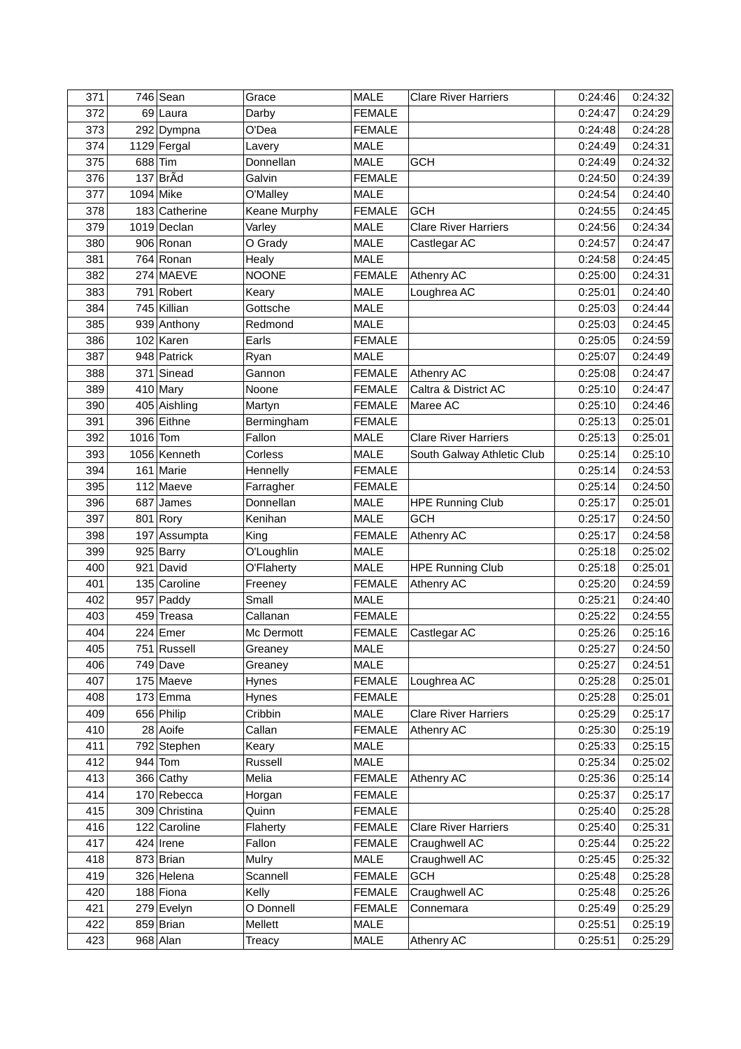| | | | | | | | |
|---|---|---|---|---|---|---|---|
| 371 | 746 | Sean | Grace | MALE | Clare River Harriers | 0:24:46 | 0:24:32 |
| 372 | 69 | Laura | Darby | FEMALE | | 0:24:47 | 0:24:29 |
| 373 | 292 | Dympna | O'Dea | FEMALE | | 0:24:48 | 0:24:28 |
| 374 | 1129 | Fergal | Lavery | MALE | | 0:24:49 | 0:24:31 |
| 375 | 688 | Tim | Donnellan | MALE | GCH | 0:24:49 | 0:24:32 |
| 376 | 137 | BrÃd | Galvin | FEMALE | | 0:24:50 | 0:24:39 |
| 377 | 1094 | Mike | O'Malley | MALE | | 0:24:54 | 0:24:40 |
| 378 | 183 | Catherine | Keane Murphy | FEMALE | GCH | 0:24:55 | 0:24:45 |
| 379 | 1019 | Declan | Varley | MALE | Clare River Harriers | 0:24:56 | 0:24:34 |
| 380 | 906 | Ronan | O Grady | MALE | Castlegar AC | 0:24:57 | 0:24:47 |
| 381 | 764 | Ronan | Healy | MALE | | 0:24:58 | 0:24:45 |
| 382 | 274 | MAEVE | NOONE | FEMALE | Athenry AC | 0:25:00 | 0:24:31 |
| 383 | 791 | Robert | Keary | MALE | Loughrea AC | 0:25:01 | 0:24:40 |
| 384 | 745 | Killian | Gottsche | MALE | | 0:25:03 | 0:24:44 |
| 385 | 939 | Anthony | Redmond | MALE | | 0:25:03 | 0:24:45 |
| 386 | 102 | Karen | Earls | FEMALE | | 0:25:05 | 0:24:59 |
| 387 | 948 | Patrick | Ryan | MALE | | 0:25:07 | 0:24:49 |
| 388 | 371 | Sinead | Gannon | FEMALE | Athenry AC | 0:25:08 | 0:24:47 |
| 389 | 410 | Mary | Noone | FEMALE | Caltra & District AC | 0:25:10 | 0:24:47 |
| 390 | 405 | Aishling | Martyn | FEMALE | Maree AC | 0:25:10 | 0:24:46 |
| 391 | 396 | Eithne | Bermingham | FEMALE | | 0:25:13 | 0:25:01 |
| 392 | 1016 | Tom | Fallon | MALE | Clare River Harriers | 0:25:13 | 0:25:01 |
| 393 | 1056 | Kenneth | Corless | MALE | South Galway Athletic Club | 0:25:14 | 0:25:10 |
| 394 | 161 | Marie | Hennelly | FEMALE | | 0:25:14 | 0:24:53 |
| 395 | 112 | Maeve | Farragher | FEMALE | | 0:25:14 | 0:24:50 |
| 396 | 687 | James | Donnellan | MALE | HPE Running Club | 0:25:17 | 0:25:01 |
| 397 | 801 | Rory | Kenihan | MALE | GCH | 0:25:17 | 0:24:50 |
| 398 | 197 | Assumpta | King | FEMALE | Athenry AC | 0:25:17 | 0:24:58 |
| 399 | 925 | Barry | O'Loughlin | MALE | | 0:25:18 | 0:25:02 |
| 400 | 921 | David | O'Flaherty | MALE | HPE Running Club | 0:25:18 | 0:25:01 |
| 401 | 135 | Caroline | Freeney | FEMALE | Athenry AC | 0:25:20 | 0:24:59 |
| 402 | 957 | Paddy | Small | MALE | | 0:25:21 | 0:24:40 |
| 403 | 459 | Treasa | Callanan | FEMALE | | 0:25:22 | 0:24:55 |
| 404 | 224 | Emer | Mc Dermott | FEMALE | Castlegar AC | 0:25:26 | 0:25:16 |
| 405 | 751 | Russell | Greaney | MALE | | 0:25:27 | 0:24:50 |
| 406 | 749 | Dave | Greaney | MALE | | 0:25:27 | 0:24:51 |
| 407 | 175 | Maeve | Hynes | FEMALE | Loughrea AC | 0:25:28 | 0:25:01 |
| 408 | 173 | Emma | Hynes | FEMALE | | 0:25:28 | 0:25:01 |
| 409 | 656 | Philip | Cribbin | MALE | Clare River Harriers | 0:25:29 | 0:25:17 |
| 410 | 28 | Aoife | Callan | FEMALE | Athenry AC | 0:25:30 | 0:25:19 |
| 411 | 792 | Stephen | Keary | MALE | | 0:25:33 | 0:25:15 |
| 412 | 944 | Tom | Russell | MALE | | 0:25:34 | 0:25:02 |
| 413 | 366 | Cathy | Melia | FEMALE | Athenry AC | 0:25:36 | 0:25:14 |
| 414 | 170 | Rebecca | Horgan | FEMALE | | 0:25:37 | 0:25:17 |
| 415 | 309 | Christina | Quinn | FEMALE | | 0:25:40 | 0:25:28 |
| 416 | 122 | Caroline | Flaherty | FEMALE | Clare River Harriers | 0:25:40 | 0:25:31 |
| 417 | 424 | Irene | Fallon | FEMALE | Craughwell AC | 0:25:44 | 0:25:22 |
| 418 | 873 | Brian | Mulry | MALE | Craughwell AC | 0:25:45 | 0:25:32 |
| 419 | 326 | Helena | Scannell | FEMALE | GCH | 0:25:48 | 0:25:28 |
| 420 | 188 | Fiona | Kelly | FEMALE | Craughwell AC | 0:25:48 | 0:25:26 |
| 421 | 279 | Evelyn | O Donnell | FEMALE | Connemara | 0:25:49 | 0:25:29 |
| 422 | 859 | Brian | Mellett | MALE | | 0:25:51 | 0:25:19 |
| 423 | 968 | Alan | Treacy | MALE | Athenry AC | 0:25:51 | 0:25:29 |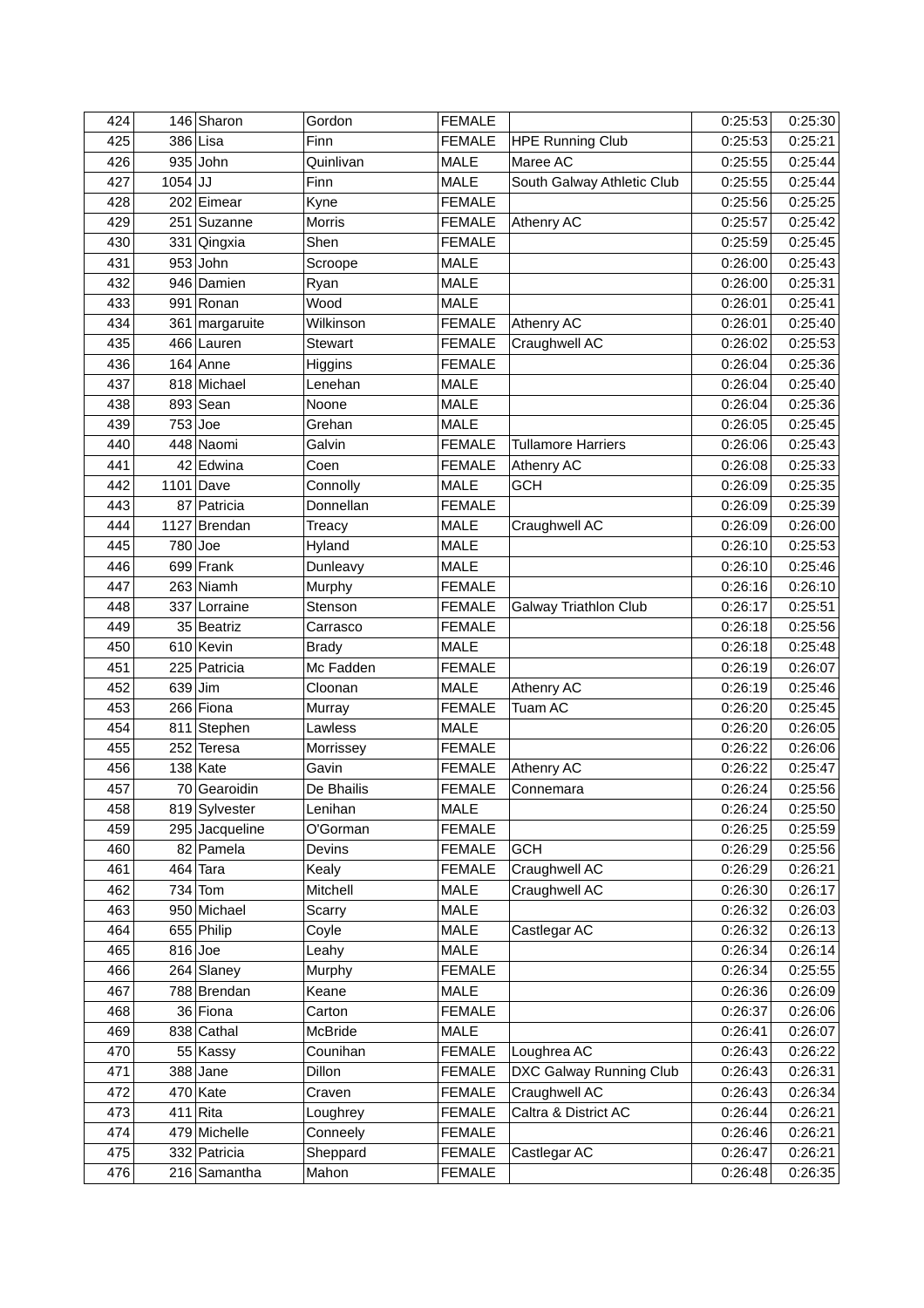| | | | | | | | |
|---|---|---|---|---|---|---|---|
| 424 | 146 | Sharon | Gordon | FEMALE | | 0:25:53 | 0:25:30 |
| 425 | 386 | Lisa | Finn | FEMALE | HPE Running Club | 0:25:53 | 0:25:21 |
| 426 | 935 | John | Quinlivan | MALE | Maree AC | 0:25:55 | 0:25:44 |
| 427 | 1054 | JJ | Finn | MALE | South Galway Athletic Club | 0:25:55 | 0:25:44 |
| 428 | 202 | Eimear | Kyne | FEMALE | | 0:25:56 | 0:25:25 |
| 429 | 251 | Suzanne | Morris | FEMALE | Athenry AC | 0:25:57 | 0:25:42 |
| 430 | 331 | Qingxia | Shen | FEMALE | | 0:25:59 | 0:25:45 |
| 431 | 953 | John | Scroope | MALE | | 0:26:00 | 0:25:43 |
| 432 | 946 | Damien | Ryan | MALE | | 0:26:00 | 0:25:31 |
| 433 | 991 | Ronan | Wood | MALE | | 0:26:01 | 0:25:41 |
| 434 | 361 | margaruite | Wilkinson | FEMALE | Athenry AC | 0:26:01 | 0:25:40 |
| 435 | 466 | Lauren | Stewart | FEMALE | Craughwell AC | 0:26:02 | 0:25:53 |
| 436 | 164 | Anne | Higgins | FEMALE | | 0:26:04 | 0:25:36 |
| 437 | 818 | Michael | Lenehan | MALE | | 0:26:04 | 0:25:40 |
| 438 | 893 | Sean | Noone | MALE | | 0:26:04 | 0:25:36 |
| 439 | 753 | Joe | Grehan | MALE | | 0:26:05 | 0:25:45 |
| 440 | 448 | Naomi | Galvin | FEMALE | Tullamore Harriers | 0:26:06 | 0:25:43 |
| 441 | 42 | Edwina | Coen | FEMALE | Athenry AC | 0:26:08 | 0:25:33 |
| 442 | 1101 | Dave | Connolly | MALE | GCH | 0:26:09 | 0:25:35 |
| 443 | 87 | Patricia | Donnellan | FEMALE | | 0:26:09 | 0:25:39 |
| 444 | 1127 | Brendan | Treacy | MALE | Craughwell AC | 0:26:09 | 0:26:00 |
| 445 | 780 | Joe | Hyland | MALE | | 0:26:10 | 0:25:53 |
| 446 | 699 | Frank | Dunleavy | MALE | | 0:26:10 | 0:25:46 |
| 447 | 263 | Niamh | Murphy | FEMALE | | 0:26:16 | 0:26:10 |
| 448 | 337 | Lorraine | Stenson | FEMALE | Galway Triathlon Club | 0:26:17 | 0:25:51 |
| 449 | 35 | Beatriz | Carrasco | FEMALE | | 0:26:18 | 0:25:56 |
| 450 | 610 | Kevin | Brady | MALE | | 0:26:18 | 0:25:48 |
| 451 | 225 | Patricia | Mc Fadden | FEMALE | | 0:26:19 | 0:26:07 |
| 452 | 639 | Jim | Cloonan | MALE | Athenry AC | 0:26:19 | 0:25:46 |
| 453 | 266 | Fiona | Murray | FEMALE | Tuam AC | 0:26:20 | 0:25:45 |
| 454 | 811 | Stephen | Lawless | MALE | | 0:26:20 | 0:26:05 |
| 455 | 252 | Teresa | Morrissey | FEMALE | | 0:26:22 | 0:26:06 |
| 456 | 138 | Kate | Gavin | FEMALE | Athenry AC | 0:26:22 | 0:25:47 |
| 457 | 70 | Gearoidin | De Bhailis | FEMALE | Connemara | 0:26:24 | 0:25:56 |
| 458 | 819 | Sylvester | Lenihan | MALE | | 0:26:24 | 0:25:50 |
| 459 | 295 | Jacqueline | O'Gorman | FEMALE | | 0:26:25 | 0:25:59 |
| 460 | 82 | Pamela | Devins | FEMALE | GCH | 0:26:29 | 0:25:56 |
| 461 | 464 | Tara | Kealy | FEMALE | Craughwell AC | 0:26:29 | 0:26:21 |
| 462 | 734 | Tom | Mitchell | MALE | Craughwell AC | 0:26:30 | 0:26:17 |
| 463 | 950 | Michael | Scarry | MALE | | 0:26:32 | 0:26:03 |
| 464 | 655 | Philip | Coyle | MALE | Castlegar AC | 0:26:32 | 0:26:13 |
| 465 | 816 | Joe | Leahy | MALE | | 0:26:34 | 0:26:14 |
| 466 | 264 | Slaney | Murphy | FEMALE | | 0:26:34 | 0:25:55 |
| 467 | 788 | Brendan | Keane | MALE | | 0:26:36 | 0:26:09 |
| 468 | 36 | Fiona | Carton | FEMALE | | 0:26:37 | 0:26:06 |
| 469 | 838 | Cathal | McBride | MALE | | 0:26:41 | 0:26:07 |
| 470 | 55 | Kassy | Counihan | FEMALE | Loughrea AC | 0:26:43 | 0:26:22 |
| 471 | 388 | Jane | Dillon | FEMALE | DXC Galway Running Club | 0:26:43 | 0:26:31 |
| 472 | 470 | Kate | Craven | FEMALE | Craughwell AC | 0:26:43 | 0:26:34 |
| 473 | 411 | Rita | Loughrey | FEMALE | Caltra & District AC | 0:26:44 | 0:26:21 |
| 474 | 479 | Michelle | Conneely | FEMALE | | 0:26:46 | 0:26:21 |
| 475 | 332 | Patricia | Sheppard | FEMALE | Castlegar AC | 0:26:47 | 0:26:21 |
| 476 | 216 | Samantha | Mahon | FEMALE | | 0:26:48 | 0:26:35 |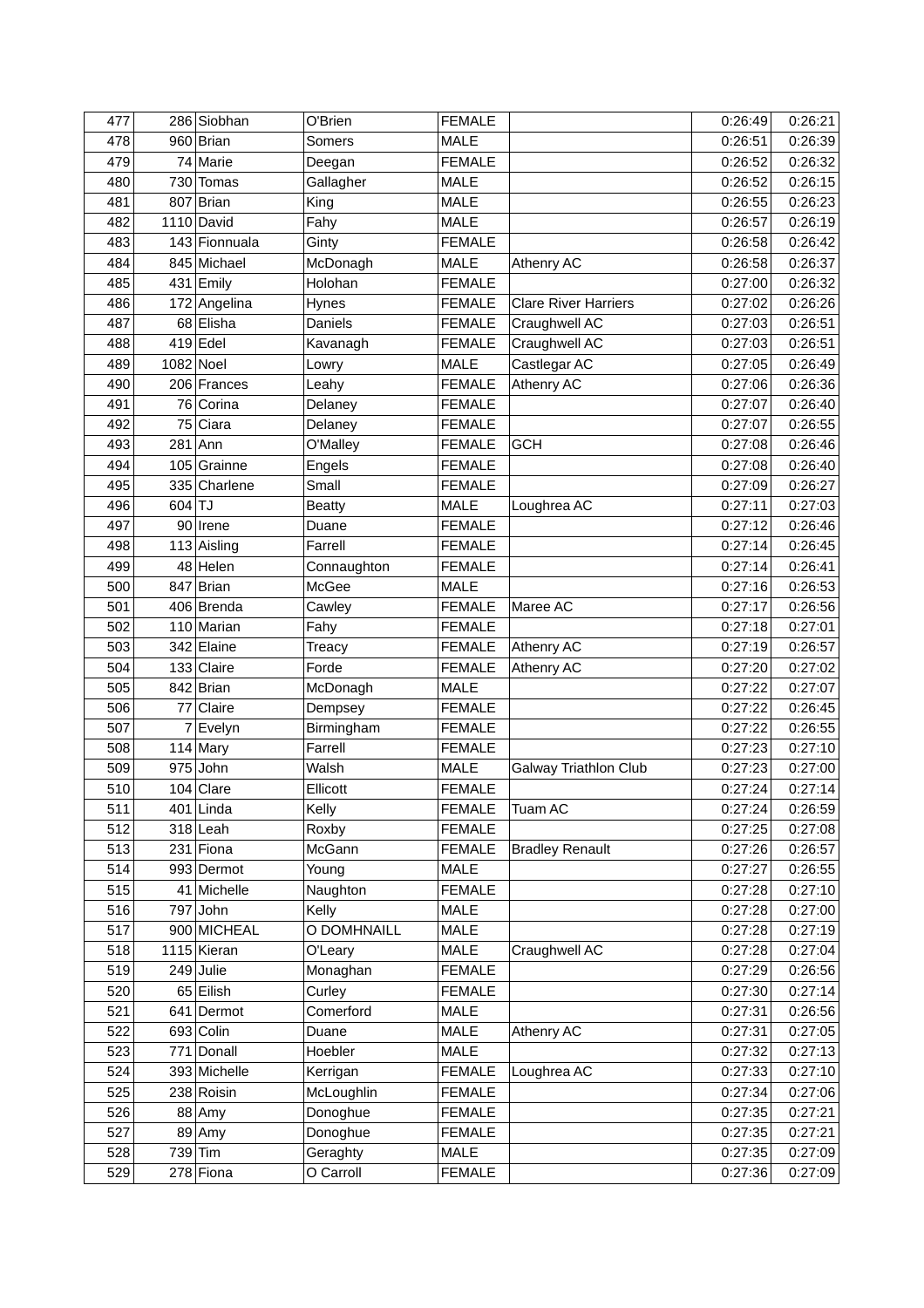| | | | | | | | |
|---|---|---|---|---|---|---|---|
| 477 | 286 | Siobhan | O'Brien | FEMALE | | 0:26:49 | 0:26:21 |
| 478 | 960 | Brian | Somers | MALE | | 0:26:51 | 0:26:39 |
| 479 | 74 | Marie | Deegan | FEMALE | | 0:26:52 | 0:26:32 |
| 480 | 730 | Tomas | Gallagher | MALE | | 0:26:52 | 0:26:15 |
| 481 | 807 | Brian | King | MALE | | 0:26:55 | 0:26:23 |
| 482 | 1110 | David | Fahy | MALE | | 0:26:57 | 0:26:19 |
| 483 | 143 | Fionnuala | Ginty | FEMALE | | 0:26:58 | 0:26:42 |
| 484 | 845 | Michael | McDonagh | MALE | Athenry AC | 0:26:58 | 0:26:37 |
| 485 | 431 | Emily | Holohan | FEMALE | | 0:27:00 | 0:26:32 |
| 486 | 172 | Angelina | Hynes | FEMALE | Clare River Harriers | 0:27:02 | 0:26:26 |
| 487 | 68 | Elisha | Daniels | FEMALE | Craughwell AC | 0:27:03 | 0:26:51 |
| 488 | 419 | Edel | Kavanagh | FEMALE | Craughwell AC | 0:27:03 | 0:26:51 |
| 489 | 1082 | Noel | Lowry | MALE | Castlegar AC | 0:27:05 | 0:26:49 |
| 490 | 206 | Frances | Leahy | FEMALE | Athenry AC | 0:27:06 | 0:26:36 |
| 491 | 76 | Corina | Delaney | FEMALE | | 0:27:07 | 0:26:40 |
| 492 | 75 | Ciara | Delaney | FEMALE | | 0:27:07 | 0:26:55 |
| 493 | 281 | Ann | O'Malley | FEMALE | GCH | 0:27:08 | 0:26:46 |
| 494 | 105 | Grainne | Engels | FEMALE | | 0:27:08 | 0:26:40 |
| 495 | 335 | Charlene | Small | FEMALE | | 0:27:09 | 0:26:27 |
| 496 | 604 | TJ | Beatty | MALE | Loughrea AC | 0:27:11 | 0:27:03 |
| 497 | 90 | Irene | Duane | FEMALE | | 0:27:12 | 0:26:46 |
| 498 | 113 | Aisling | Farrell | FEMALE | | 0:27:14 | 0:26:45 |
| 499 | 48 | Helen | Connaughton | FEMALE | | 0:27:14 | 0:26:41 |
| 500 | 847 | Brian | McGee | MALE | | 0:27:16 | 0:26:53 |
| 501 | 406 | Brenda | Cawley | FEMALE | Maree AC | 0:27:17 | 0:26:56 |
| 502 | 110 | Marian | Fahy | FEMALE | | 0:27:18 | 0:27:01 |
| 503 | 342 | Elaine | Treacy | FEMALE | Athenry AC | 0:27:19 | 0:26:57 |
| 504 | 133 | Claire | Forde | FEMALE | Athenry AC | 0:27:20 | 0:27:02 |
| 505 | 842 | Brian | McDonagh | MALE | | 0:27:22 | 0:27:07 |
| 506 | 77 | Claire | Dempsey | FEMALE | | 0:27:22 | 0:26:45 |
| 507 | 7 | Evelyn | Birmingham | FEMALE | | 0:27:22 | 0:26:55 |
| 508 | 114 | Mary | Farrell | FEMALE | | 0:27:23 | 0:27:10 |
| 509 | 975 | John | Walsh | MALE | Galway Triathlon Club | 0:27:23 | 0:27:00 |
| 510 | 104 | Clare | Ellicott | FEMALE | | 0:27:24 | 0:27:14 |
| 511 | 401 | Linda | Kelly | FEMALE | Tuam AC | 0:27:24 | 0:26:59 |
| 512 | 318 | Leah | Roxby | FEMALE | | 0:27:25 | 0:27:08 |
| 513 | 231 | Fiona | McGann | FEMALE | Bradley Renault | 0:27:26 | 0:26:57 |
| 514 | 993 | Dermot | Young | MALE | | 0:27:27 | 0:26:55 |
| 515 | 41 | Michelle | Naughton | FEMALE | | 0:27:28 | 0:27:10 |
| 516 | 797 | John | Kelly | MALE | | 0:27:28 | 0:27:00 |
| 517 | 900 | MICHEAL | O DOMHNAILL | MALE | | 0:27:28 | 0:27:19 |
| 518 | 1115 | Kieran | O'Leary | MALE | Craughwell AC | 0:27:28 | 0:27:04 |
| 519 | 249 | Julie | Monaghan | FEMALE | | 0:27:29 | 0:26:56 |
| 520 | 65 | Eilish | Curley | FEMALE | | 0:27:30 | 0:27:14 |
| 521 | 641 | Dermot | Comerford | MALE | | 0:27:31 | 0:26:56 |
| 522 | 693 | Colin | Duane | MALE | Athenry AC | 0:27:31 | 0:27:05 |
| 523 | 771 | Donall | Hoebler | MALE | | 0:27:32 | 0:27:13 |
| 524 | 393 | Michelle | Kerrigan | FEMALE | Loughrea AC | 0:27:33 | 0:27:10 |
| 525 | 238 | Roisin | McLoughlin | FEMALE | | 0:27:34 | 0:27:06 |
| 526 | 88 | Amy | Donoghue | FEMALE | | 0:27:35 | 0:27:21 |
| 527 | 89 | Amy | Donoghue | FEMALE | | 0:27:35 | 0:27:21 |
| 528 | 739 | Tim | Geraghty | MALE | | 0:27:35 | 0:27:09 |
| 529 | 278 | Fiona | O Carroll | FEMALE | | 0:27:36 | 0:27:09 |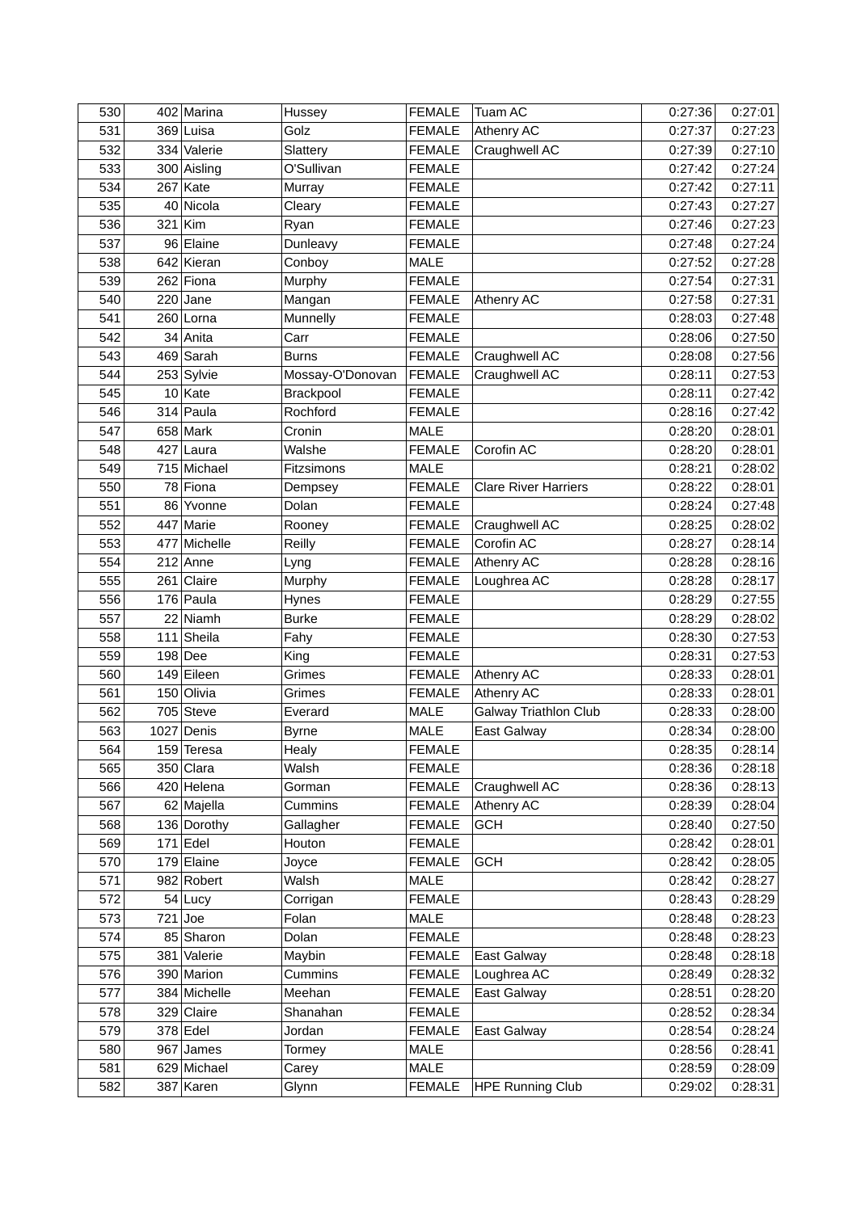| | | | | | | | |
|---|---|---|---|---|---|---|---|
| 530 | 402 | Marina | Hussey | FEMALE | Tuam AC | 0:27:36 | 0:27:01 |
| 531 | 369 | Luisa | Golz | FEMALE | Athenry AC | 0:27:37 | 0:27:23 |
| 532 | 334 | Valerie | Slattery | FEMALE | Craughwell AC | 0:27:39 | 0:27:10 |
| 533 | 300 | Aisling | O'Sullivan | FEMALE | | 0:27:42 | 0:27:24 |
| 534 | 267 | Kate | Murray | FEMALE | | 0:27:42 | 0:27:11 |
| 535 | 40 | Nicola | Cleary | FEMALE | | 0:27:43 | 0:27:27 |
| 536 | 321 | Kim | Ryan | FEMALE | | 0:27:46 | 0:27:23 |
| 537 | 96 | Elaine | Dunleavy | FEMALE | | 0:27:48 | 0:27:24 |
| 538 | 642 | Kieran | Conboy | MALE | | 0:27:52 | 0:27:28 |
| 539 | 262 | Fiona | Murphy | FEMALE | | 0:27:54 | 0:27:31 |
| 540 | 220 | Jane | Mangan | FEMALE | Athenry AC | 0:27:58 | 0:27:31 |
| 541 | 260 | Lorna | Munnelly | FEMALE | | 0:28:03 | 0:27:48 |
| 542 | 34 | Anita | Carr | FEMALE | | 0:28:06 | 0:27:50 |
| 543 | 469 | Sarah | Burns | FEMALE | Craughwell AC | 0:28:08 | 0:27:56 |
| 544 | 253 | Sylvie | Mossay-O'Donovan | FEMALE | Craughwell AC | 0:28:11 | 0:27:53 |
| 545 | 10 | Kate | Brackpool | FEMALE | | 0:28:11 | 0:27:42 |
| 546 | 314 | Paula | Rochford | FEMALE | | 0:28:16 | 0:27:42 |
| 547 | 658 | Mark | Cronin | MALE | | 0:28:20 | 0:28:01 |
| 548 | 427 | Laura | Walshe | FEMALE | Corofin AC | 0:28:20 | 0:28:01 |
| 549 | 715 | Michael | Fitzsimons | MALE | | 0:28:21 | 0:28:02 |
| 550 | 78 | Fiona | Dempsey | FEMALE | Clare River Harriers | 0:28:22 | 0:28:01 |
| 551 | 86 | Yvonne | Dolan | FEMALE | | 0:28:24 | 0:27:48 |
| 552 | 447 | Marie | Rooney | FEMALE | Craughwell AC | 0:28:25 | 0:28:02 |
| 553 | 477 | Michelle | Reilly | FEMALE | Corofin AC | 0:28:27 | 0:28:14 |
| 554 | 212 | Anne | Lyng | FEMALE | Athenry AC | 0:28:28 | 0:28:16 |
| 555 | 261 | Claire | Murphy | FEMALE | Loughrea AC | 0:28:28 | 0:28:17 |
| 556 | 176 | Paula | Hynes | FEMALE | | 0:28:29 | 0:27:55 |
| 557 | 22 | Niamh | Burke | FEMALE | | 0:28:29 | 0:28:02 |
| 558 | 111 | Sheila | Fahy | FEMALE | | 0:28:30 | 0:27:53 |
| 559 | 198 | Dee | King | FEMALE | | 0:28:31 | 0:27:53 |
| 560 | 149 | Eileen | Grimes | FEMALE | Athenry AC | 0:28:33 | 0:28:01 |
| 561 | 150 | Olivia | Grimes | FEMALE | Athenry AC | 0:28:33 | 0:28:01 |
| 562 | 705 | Steve | Everard | MALE | Galway Triathlon Club | 0:28:33 | 0:28:00 |
| 563 | 1027 | Denis | Byrne | MALE | East Galway | 0:28:34 | 0:28:00 |
| 564 | 159 | Teresa | Healy | FEMALE | | 0:28:35 | 0:28:14 |
| 565 | 350 | Clara | Walsh | FEMALE | | 0:28:36 | 0:28:18 |
| 566 | 420 | Helena | Gorman | FEMALE | Craughwell AC | 0:28:36 | 0:28:13 |
| 567 | 62 | Majella | Cummins | FEMALE | Athenry AC | 0:28:39 | 0:28:04 |
| 568 | 136 | Dorothy | Gallagher | FEMALE | GCH | 0:28:40 | 0:27:50 |
| 569 | 171 | Edel | Houton | FEMALE | | 0:28:42 | 0:28:01 |
| 570 | 179 | Elaine | Joyce | FEMALE | GCH | 0:28:42 | 0:28:05 |
| 571 | 982 | Robert | Walsh | MALE | | 0:28:42 | 0:28:27 |
| 572 | 54 | Lucy | Corrigan | FEMALE | | 0:28:43 | 0:28:29 |
| 573 | 721 | Joe | Folan | MALE | | 0:28:48 | 0:28:23 |
| 574 | 85 | Sharon | Dolan | FEMALE | | 0:28:48 | 0:28:23 |
| 575 | 381 | Valerie | Maybin | FEMALE | East Galway | 0:28:48 | 0:28:18 |
| 576 | 390 | Marion | Cummins | FEMALE | Loughrea AC | 0:28:49 | 0:28:32 |
| 577 | 384 | Michelle | Meehan | FEMALE | East Galway | 0:28:51 | 0:28:20 |
| 578 | 329 | Claire | Shanahan | FEMALE | | 0:28:52 | 0:28:34 |
| 579 | 378 | Edel | Jordan | FEMALE | East Galway | 0:28:54 | 0:28:24 |
| 580 | 967 | James | Tormey | MALE | | 0:28:56 | 0:28:41 |
| 581 | 629 | Michael | Carey | MALE | | 0:28:59 | 0:28:09 |
| 582 | 387 | Karen | Glynn | FEMALE | HPE Running Club | 0:29:02 | 0:28:31 |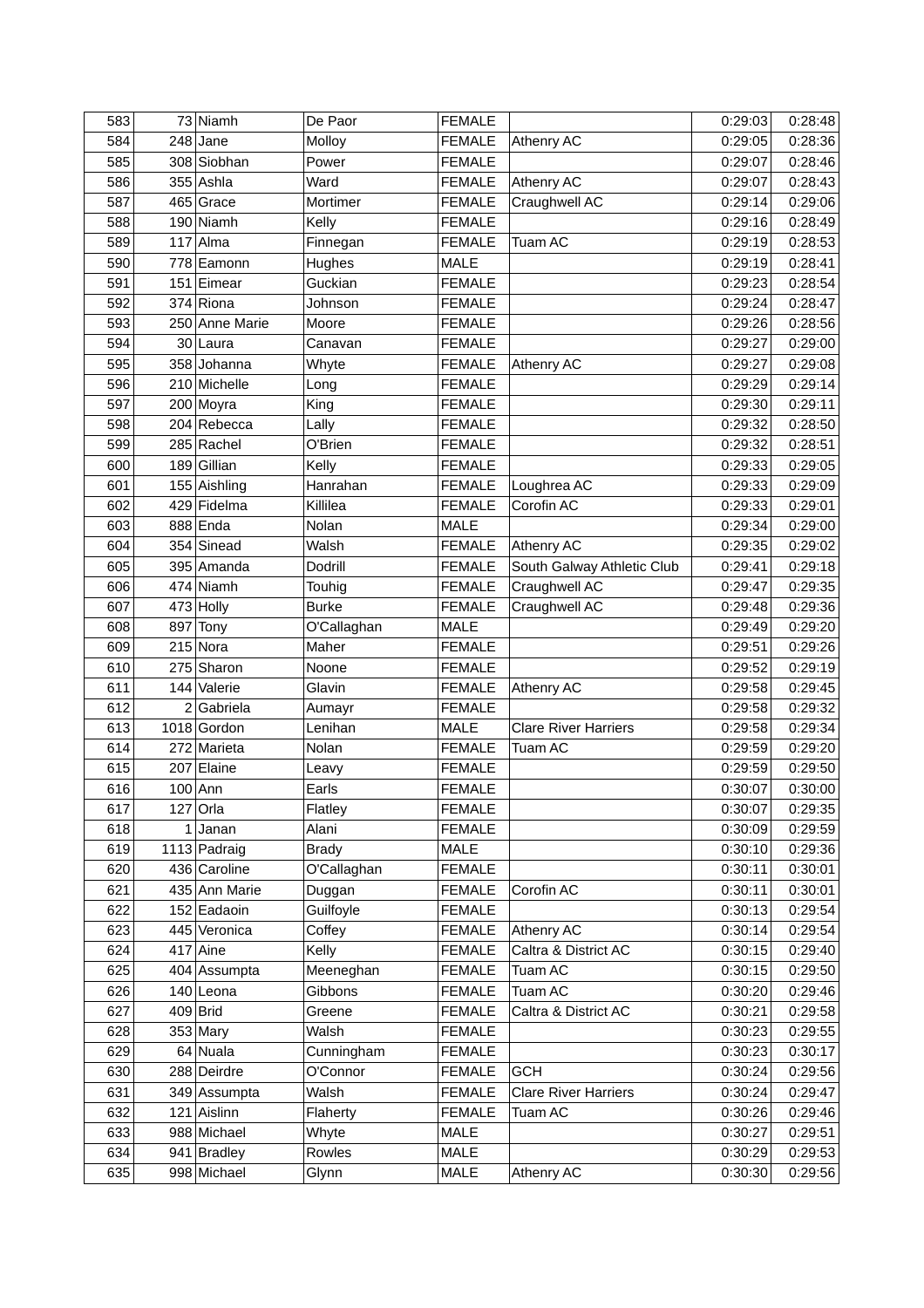| | | | | | | | |
|---|---|---|---|---|---|---|---|
| 583 | 73 | Niamh | De Paor | FEMALE | | 0:29:03 | 0:28:48 |
| 584 | 248 | Jane | Molloy | FEMALE | Athenry AC | 0:29:05 | 0:28:36 |
| 585 | 308 | Siobhan | Power | FEMALE | | 0:29:07 | 0:28:46 |
| 586 | 355 | Ashla | Ward | FEMALE | Athenry AC | 0:29:07 | 0:28:43 |
| 587 | 465 | Grace | Mortimer | FEMALE | Craughwell AC | 0:29:14 | 0:29:06 |
| 588 | 190 | Niamh | Kelly | FEMALE | | 0:29:16 | 0:28:49 |
| 589 | 117 | Alma | Finnegan | FEMALE | Tuam AC | 0:29:19 | 0:28:53 |
| 590 | 778 | Eamonn | Hughes | MALE | | 0:29:19 | 0:28:41 |
| 591 | 151 | Eimear | Guckian | FEMALE | | 0:29:23 | 0:28:54 |
| 592 | 374 | Riona | Johnson | FEMALE | | 0:29:24 | 0:28:47 |
| 593 | 250 | Anne Marie | Moore | FEMALE | | 0:29:26 | 0:28:56 |
| 594 | 30 | Laura | Canavan | FEMALE | | 0:29:27 | 0:29:00 |
| 595 | 358 | Johanna | Whyte | FEMALE | Athenry AC | 0:29:27 | 0:29:08 |
| 596 | 210 | Michelle | Long | FEMALE | | 0:29:29 | 0:29:14 |
| 597 | 200 | Moyra | King | FEMALE | | 0:29:30 | 0:29:11 |
| 598 | 204 | Rebecca | Lally | FEMALE | | 0:29:32 | 0:28:50 |
| 599 | 285 | Rachel | O'Brien | FEMALE | | 0:29:32 | 0:28:51 |
| 600 | 189 | Gillian | Kelly | FEMALE | | 0:29:33 | 0:29:05 |
| 601 | 155 | Aishling | Hanrahan | FEMALE | Loughrea AC | 0:29:33 | 0:29:09 |
| 602 | 429 | Fidelma | Killilea | FEMALE | Corofin AC | 0:29:33 | 0:29:01 |
| 603 | 888 | Enda | Nolan | MALE | | 0:29:34 | 0:29:00 |
| 604 | 354 | Sinead | Walsh | FEMALE | Athenry AC | 0:29:35 | 0:29:02 |
| 605 | 395 | Amanda | Dodrill | FEMALE | South Galway Athletic Club | 0:29:41 | 0:29:18 |
| 606 | 474 | Niamh | Touhig | FEMALE | Craughwell AC | 0:29:47 | 0:29:35 |
| 607 | 473 | Holly | Burke | FEMALE | Craughwell AC | 0:29:48 | 0:29:36 |
| 608 | 897 | Tony | O'Callaghan | MALE | | 0:29:49 | 0:29:20 |
| 609 | 215 | Nora | Maher | FEMALE | | 0:29:51 | 0:29:26 |
| 610 | 275 | Sharon | Noone | FEMALE | | 0:29:52 | 0:29:19 |
| 611 | 144 | Valerie | Glavin | FEMALE | Athenry AC | 0:29:58 | 0:29:45 |
| 612 | 2 | Gabriela | Aumayr | FEMALE | | 0:29:58 | 0:29:32 |
| 613 | 1018 | Gordon | Lenihan | MALE | Clare River Harriers | 0:29:58 | 0:29:34 |
| 614 | 272 | Marieta | Nolan | FEMALE | Tuam AC | 0:29:59 | 0:29:20 |
| 615 | 207 | Elaine | Leavy | FEMALE | | 0:29:59 | 0:29:50 |
| 616 | 100 | Ann | Earls | FEMALE | | 0:30:07 | 0:30:00 |
| 617 | 127 | Orla | Flatley | FEMALE | | 0:30:07 | 0:29:35 |
| 618 | 1 | Janan | Alani | FEMALE | | 0:30:09 | 0:29:59 |
| 619 | 1113 | Padraig | Brady | MALE | | 0:30:10 | 0:29:36 |
| 620 | 436 | Caroline | O'Callaghan | FEMALE | | 0:30:11 | 0:30:01 |
| 621 | 435 | Ann Marie | Duggan | FEMALE | Corofin AC | 0:30:11 | 0:30:01 |
| 622 | 152 | Eadaoin | Guilfoyle | FEMALE | | 0:30:13 | 0:29:54 |
| 623 | 445 | Veronica | Coffey | FEMALE | Athenry AC | 0:30:14 | 0:29:54 |
| 624 | 417 | Aine | Kelly | FEMALE | Caltra & District AC | 0:30:15 | 0:29:40 |
| 625 | 404 | Assumpta | Meeneghan | FEMALE | Tuam AC | 0:30:15 | 0:29:50 |
| 626 | 140 | Leona | Gibbons | FEMALE | Tuam AC | 0:30:20 | 0:29:46 |
| 627 | 409 | Brid | Greene | FEMALE | Caltra & District AC | 0:30:21 | 0:29:58 |
| 628 | 353 | Mary | Walsh | FEMALE | | 0:30:23 | 0:29:55 |
| 629 | 64 | Nuala | Cunningham | FEMALE | | 0:30:23 | 0:30:17 |
| 630 | 288 | Deirdre | O'Connor | FEMALE | GCH | 0:30:24 | 0:29:56 |
| 631 | 349 | Assumpta | Walsh | FEMALE | Clare River Harriers | 0:30:24 | 0:29:47 |
| 632 | 121 | Aislinn | Flaherty | FEMALE | Tuam AC | 0:30:26 | 0:29:46 |
| 633 | 988 | Michael | Whyte | MALE | | 0:30:27 | 0:29:51 |
| 634 | 941 | Bradley | Rowles | MALE | | 0:30:29 | 0:29:53 |
| 635 | 998 | Michael | Glynn | MALE | Athenry AC | 0:30:30 | 0:29:56 |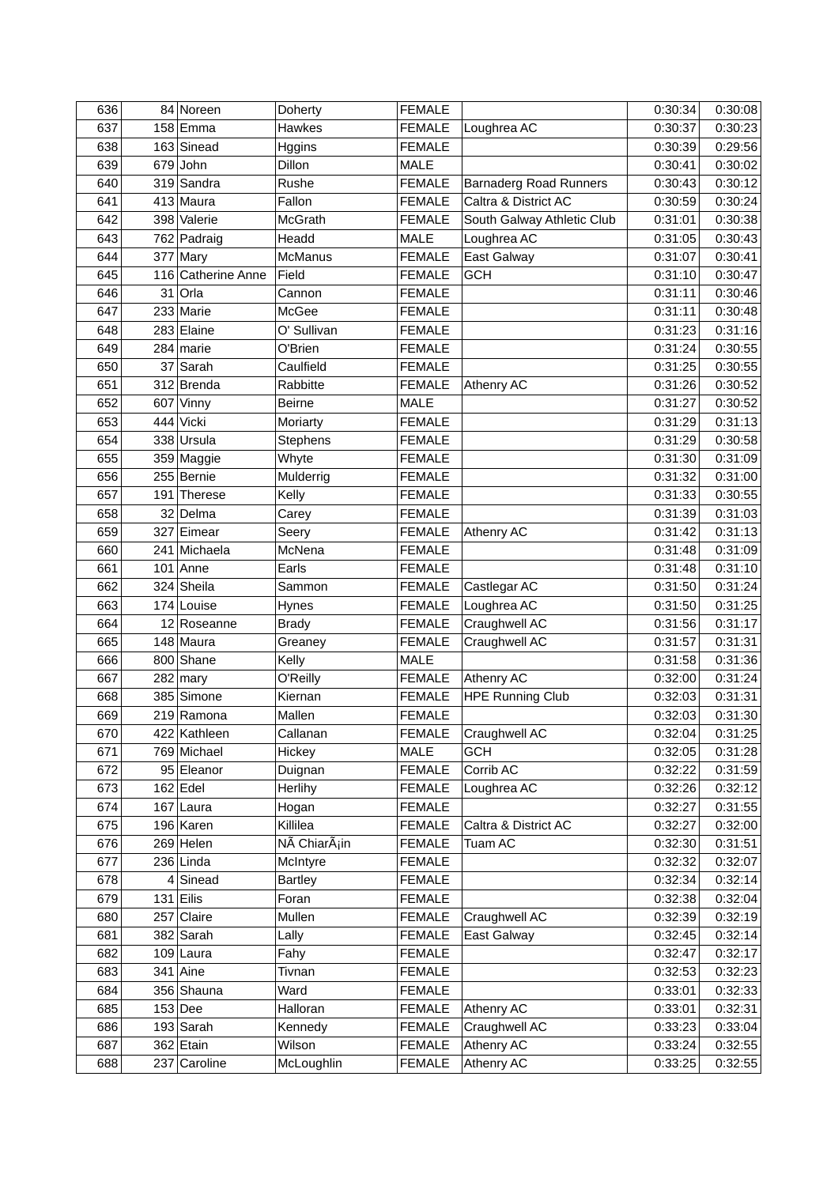| | | | | | | | |
|---|---|---|---|---|---|---|---|
| 636 | 84 | Noreen | Doherty | FEMALE | | 0:30:34 | 0:30:08 |
| 637 | 158 | Emma | Hawkes | FEMALE | Loughrea AC | 0:30:37 | 0:30:23 |
| 638 | 163 | Sinead | Hggins | FEMALE | | 0:30:39 | 0:29:56 |
| 639 | 679 | John | Dillon | MALE | | 0:30:41 | 0:30:02 |
| 640 | 319 | Sandra | Rushe | FEMALE | Barnaderg Road Runners | 0:30:43 | 0:30:12 |
| 641 | 413 | Maura | Fallon | FEMALE | Caltra & District AC | 0:30:59 | 0:30:24 |
| 642 | 398 | Valerie | McGrath | FEMALE | South Galway Athletic Club | 0:31:01 | 0:30:38 |
| 643 | 762 | Padraig | Headd | MALE | Loughrea AC | 0:31:05 | 0:30:43 |
| 644 | 377 | Mary | McManus | FEMALE | East Galway | 0:31:07 | 0:30:41 |
| 645 | 116 | Catherine Anne | Field | FEMALE | GCH | 0:31:10 | 0:30:47 |
| 646 | 31 | Orla | Cannon | FEMALE | | 0:31:11 | 0:30:46 |
| 647 | 233 | Marie | McGee | FEMALE | | 0:31:11 | 0:30:48 |
| 648 | 283 | Elaine | O' Sullivan | FEMALE | | 0:31:23 | 0:31:16 |
| 649 | 284 | marie | O'Brien | FEMALE | | 0:31:24 | 0:30:55 |
| 650 | 37 | Sarah | Caulfield | FEMALE | | 0:31:25 | 0:30:55 |
| 651 | 312 | Brenda | Rabbitte | FEMALE | Athenry AC | 0:31:26 | 0:30:52 |
| 652 | 607 | Vinny | Beirne | MALE | | 0:31:27 | 0:30:52 |
| 653 | 444 | Vicki | Moriarty | FEMALE | | 0:31:29 | 0:31:13 |
| 654 | 338 | Ursula | Stephens | FEMALE | | 0:31:29 | 0:30:58 |
| 655 | 359 | Maggie | Whyte | FEMALE | | 0:31:30 | 0:31:09 |
| 656 | 255 | Bernie | Mulderrig | FEMALE | | 0:31:32 | 0:31:00 |
| 657 | 191 | Therese | Kelly | FEMALE | | 0:31:33 | 0:30:55 |
| 658 | 32 | Delma | Carey | FEMALE | | 0:31:39 | 0:31:03 |
| 659 | 327 | Eimear | Seery | FEMALE | Athenry AC | 0:31:42 | 0:31:13 |
| 660 | 241 | Michaela | McNena | FEMALE | | 0:31:48 | 0:31:09 |
| 661 | 101 | Anne | Earls | FEMALE | | 0:31:48 | 0:31:10 |
| 662 | 324 | Sheila | Sammon | FEMALE | Castlegar AC | 0:31:50 | 0:31:24 |
| 663 | 174 | Louise | Hynes | FEMALE | Loughrea AC | 0:31:50 | 0:31:25 |
| 664 | 12 | Roseanne | Brady | FEMALE | Craughwell AC | 0:31:56 | 0:31:17 |
| 665 | 148 | Maura | Greaney | FEMALE | Craughwell AC | 0:31:57 | 0:31:31 |
| 666 | 800 | Shane | Kelly | MALE | | 0:31:58 | 0:31:36 |
| 667 | 282 | mary | O'Reilly | FEMALE | Athenry AC | 0:32:00 | 0:31:24 |
| 668 | 385 | Simone | Kiernan | FEMALE | HPE Running Club | 0:32:03 | 0:31:31 |
| 669 | 219 | Ramona | Mallen | FEMALE | | 0:32:03 | 0:31:30 |
| 670 | 422 | Kathleen | Callanan | FEMALE | Craughwell AC | 0:32:04 | 0:31:25 |
| 671 | 769 | Michael | Hickey | MALE | GCH | 0:32:05 | 0:31:28 |
| 672 | 95 | Eleanor | Duignan | FEMALE | Corrib AC | 0:32:22 | 0:31:59 |
| 673 | 162 | Edel | Herlihy | FEMALE | Loughrea AC | 0:32:26 | 0:32:12 |
| 674 | 167 | Laura | Hogan | FEMALE | | 0:32:27 | 0:31:55 |
| 675 | 196 | Karen | Killilea | FEMALE | Caltra & District AC | 0:32:27 | 0:32:00 |
| 676 | 269 | Helen | NÃ ChiarÃ¡in | FEMALE | Tuam AC | 0:32:30 | 0:31:51 |
| 677 | 236 | Linda | McIntyre | FEMALE | | 0:32:32 | 0:32:07 |
| 678 | 4 | Sinead | Bartley | FEMALE | | 0:32:34 | 0:32:14 |
| 679 | 131 | Eilis | Foran | FEMALE | | 0:32:38 | 0:32:04 |
| 680 | 257 | Claire | Mullen | FEMALE | Craughwell AC | 0:32:39 | 0:32:19 |
| 681 | 382 | Sarah | Lally | FEMALE | East Galway | 0:32:45 | 0:32:14 |
| 682 | 109 | Laura | Fahy | FEMALE | | 0:32:47 | 0:32:17 |
| 683 | 341 | Aine | Tivnan | FEMALE | | 0:32:53 | 0:32:23 |
| 684 | 356 | Shauna | Ward | FEMALE | | 0:33:01 | 0:32:33 |
| 685 | 153 | Dee | Halloran | FEMALE | Athenry AC | 0:33:01 | 0:32:31 |
| 686 | 193 | Sarah | Kennedy | FEMALE | Craughwell AC | 0:33:23 | 0:33:04 |
| 687 | 362 | Etain | Wilson | FEMALE | Athenry AC | 0:33:24 | 0:32:55 |
| 688 | 237 | Caroline | McLoughlin | FEMALE | Athenry AC | 0:33:25 | 0:32:55 |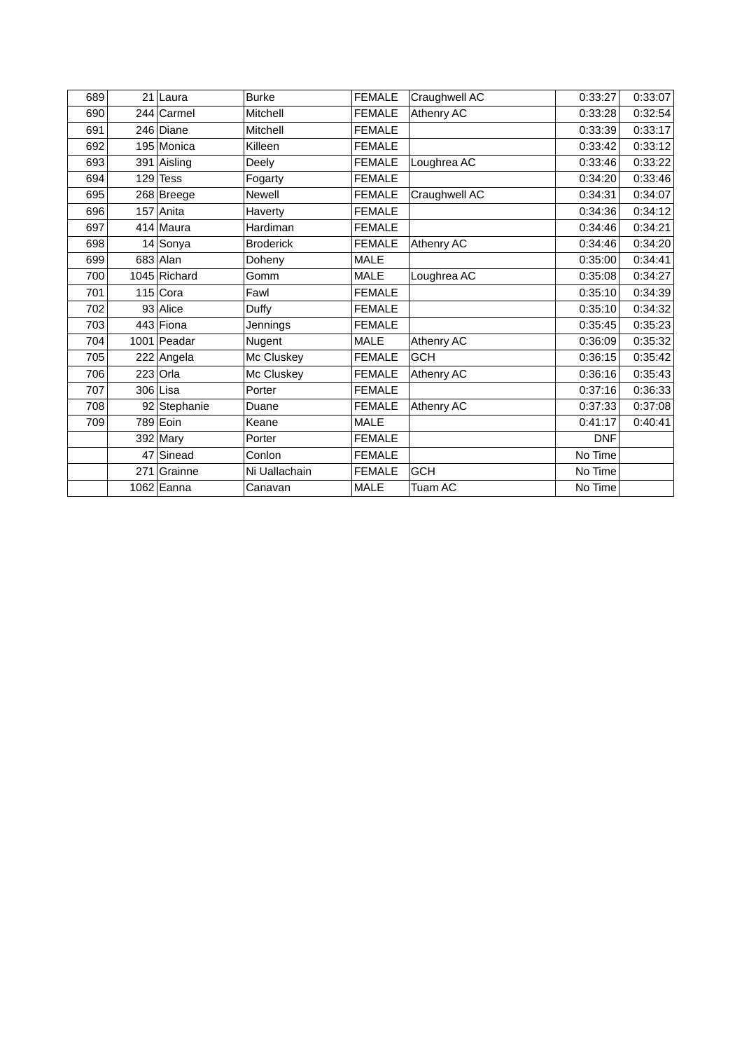| | | | | | | | |
|---|---|---|---|---|---|---|---|
| 689 | 21 | Laura | Burke | FEMALE | Craughwell AC | 0:33:27 | 0:33:07 |
| 690 | 244 | Carmel | Mitchell | FEMALE | Athenry AC | 0:33:28 | 0:32:54 |
| 691 | 246 | Diane | Mitchell | FEMALE | | 0:33:39 | 0:33:17 |
| 692 | 195 | Monica | Killeen | FEMALE | | 0:33:42 | 0:33:12 |
| 693 | 391 | Aisling | Deely | FEMALE | Loughrea AC | 0:33:46 | 0:33:22 |
| 694 | 129 | Tess | Fogarty | FEMALE | | 0:34:20 | 0:33:46 |
| 695 | 268 | Breege | Newell | FEMALE | Craughwell AC | 0:34:31 | 0:34:07 |
| 696 | 157 | Anita | Haverty | FEMALE | | 0:34:36 | 0:34:12 |
| 697 | 414 | Maura | Hardiman | FEMALE | | 0:34:46 | 0:34:21 |
| 698 | 14 | Sonya | Broderick | FEMALE | Athenry AC | 0:34:46 | 0:34:20 |
| 699 | 683 | Alan | Doheny | MALE | | 0:35:00 | 0:34:41 |
| 700 | 1045 | Richard | Gomm | MALE | Loughrea AC | 0:35:08 | 0:34:27 |
| 701 | 115 | Cora | Fawl | FEMALE | | 0:35:10 | 0:34:39 |
| 702 | 93 | Alice | Duffy | FEMALE | | 0:35:10 | 0:34:32 |
| 703 | 443 | Fiona | Jennings | FEMALE | | 0:35:45 | 0:35:23 |
| 704 | 1001 | Peadar | Nugent | MALE | Athenry AC | 0:36:09 | 0:35:32 |
| 705 | 222 | Angela | Mc Cluskey | FEMALE | GCH | 0:36:15 | 0:35:42 |
| 706 | 223 | Orla | Mc Cluskey | FEMALE | Athenry AC | 0:36:16 | 0:35:43 |
| 707 | 306 | Lisa | Porter | FEMALE | | 0:37:16 | 0:36:33 |
| 708 | 92 | Stephanie | Duane | FEMALE | Athenry AC | 0:37:33 | 0:37:08 |
| 709 | 789 | Eoin | Keane | MALE | | 0:41:17 | 0:40:41 |
| | 392 | Mary | Porter | FEMALE | | DNF | |
| | 47 | Sinead | Conlon | FEMALE | | No Time | |
| | 271 | Grainne | Ni Uallachain | FEMALE | GCH | No Time | |
| | 1062 | Eanna | Canavan | MALE | Tuam AC | No Time | |